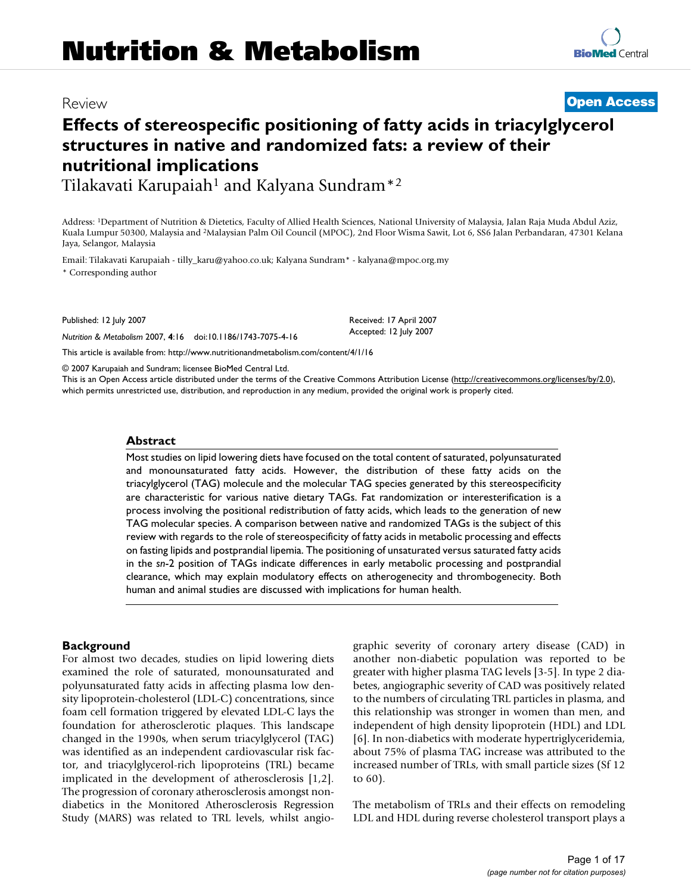# Nutrition & Metabolism

Review

**Open Access**

# Effects of stereospecific positioning of fatty acids in triacylglycerol structures in native and randomized fats: a review of their nutritional implications

Tilakavati Karupaiah[1] and Kalyana Sundram*[2]

Address: [1]Department of Nutrition & Dietetics, Faculty of Allied Health Sciences, National University of Malaysia, Jalan Raja Muda Abdul Aziz, Kuala Lumpur 50300, Malaysia and [2]Malaysian Palm Oil Council (MPOC), 2nd Floor Wisma Sawit, Lot 6, SS6 Jalan Perbandaran, 47301 Kelana Jaya, Selangor, Malaysia

Email: Tilakavati Karupaiah - tilly_karu@yahoo.co.uk; Kalyana Sundram* - kalyana@mpoc.org.my

* Corresponding author

Published: 12 July 2007

*Nutrition & Metabolism* 2007, **4**:16 doi:10.1186/1743-7075-4-16

Received: 17 April 2007
Accepted: 12 July 2007

This article is available from: http://www.nutritionandmetabolism.com/content/4/1/16

© 2007 Karupaiah and Sundram; licensee BioMed Central Ltd.
This is an Open Access article distributed under the terms of the Creative Commons Attribution License (http://creativecommons.org/licenses/by/2.0), which permits unrestricted use, distribution, and reproduction in any medium, provided the original work is properly cited.

## Abstract

Most studies on lipid lowering diets have focused on the total content of saturated, polyunsaturated and monounsaturated fatty acids. However, the distribution of these fatty acids on the triacylglycerol (TAG) molecule and the molecular TAG species generated by this stereospecificity are characteristic for various native dietary TAGs. Fat randomization or interesterification is a process involving the positional redistribution of fatty acids, which leads to the generation of new TAG molecular species. A comparison between native and randomized TAGs is the subject of this review with regards to the role of stereospecificity of fatty acids in metabolic processing and effects on fasting lipids and postprandial lipemia. The positioning of unsaturated versus saturated fatty acids in the *sn*-2 position of TAGs indicate differences in early metabolic processing and postprandial clearance, which may explain modulatory effects on atherogenecity and thrombogenecity. Both human and animal studies are discussed with implications for human health.

## Background

For almost two decades, studies on lipid lowering diets examined the role of saturated, monounsaturated and polyunsaturated fatty acids in affecting plasma low density lipoprotein-cholesterol (LDL-C) concentrations, since foam cell formation triggered by elevated LDL-C lays the foundation for atherosclerotic plaques. This landscape changed in the 1990s, when serum triacylglycerol (TAG) was identified as an independent cardiovascular risk factor, and triacylglycerol-rich lipoproteins (TRL) became implicated in the development of atherosclerosis [1,2]. The progression of coronary atherosclerosis amongst non-diabetics in the Monitored Atherosclerosis Regression Study (MARS) was related to TRL levels, whilst angiographic severity of coronary artery disease (CAD) in another non-diabetic population was reported to be greater with higher plasma TAG levels [3-5]. In type 2 diabetes, angiographic severity of CAD was positively related to the numbers of circulating TRL particles in plasma, and this relationship was stronger in women than men, and independent of high density lipoprotein (HDL) and LDL [6]. In non-diabetics with moderate hypertriglyceridemia, about 75% of plasma TAG increase was attributed to the increased number of TRLs, with small particle sizes (Sf 12 to 60).

The metabolism of TRLs and their effects on remodeling LDL and HDL during reverse cholesterol transport plays a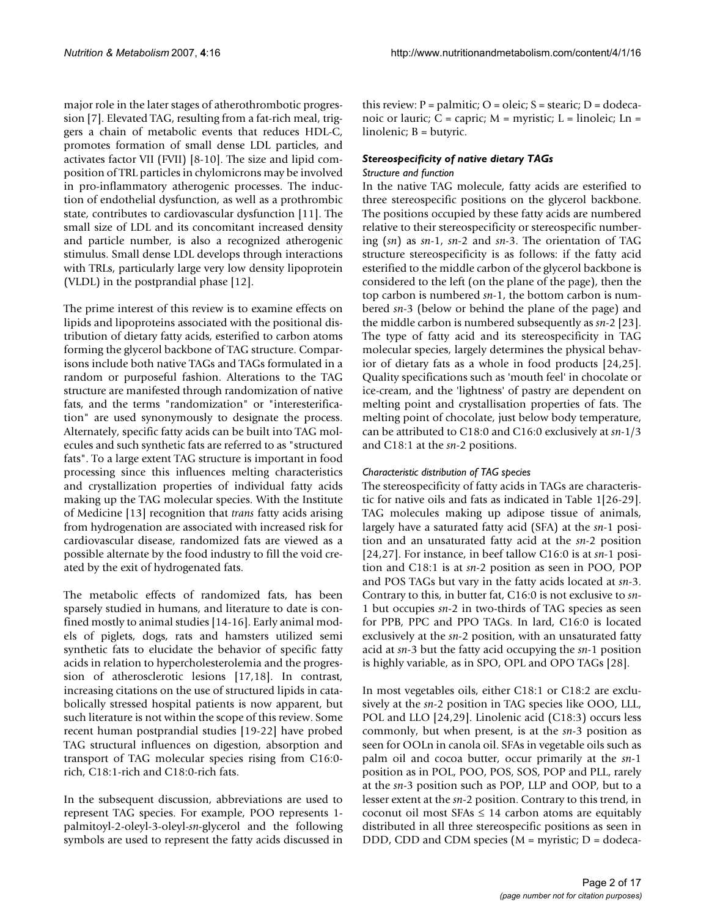major role in the later stages of atherothrombotic progression [7]. Elevated TAG, resulting from a fat-rich meal, triggers a chain of metabolic events that reduces HDL-C, promotes formation of small dense LDL particles, and activates factor VII (FVII) [8-10]. The size and lipid composition of TRL particles in chylomicrons may be involved in pro-inflammatory atherogenic processes. The induction of endothelial dysfunction, as well as a prothrombic state, contributes to cardiovascular dysfunction [11]. The small size of LDL and its concomitant increased density and particle number, is also a recognized atherogenic stimulus. Small dense LDL develops through interactions with TRLs, particularly large very low density lipoprotein (VLDL) in the postprandial phase [12].

The prime interest of this review is to examine effects on lipids and lipoproteins associated with the positional distribution of dietary fatty acids, esterified to carbon atoms forming the glycerol backbone of TAG structure. Comparisons include both native TAGs and TAGs formulated in a random or purposeful fashion. Alterations to the TAG structure are manifested through randomization of native fats, and the terms "randomization" or "interesterification" are used synonymously to designate the process. Alternately, specific fatty acids can be built into TAG molecules and such synthetic fats are referred to as "structured fats". To a large extent TAG structure is important in food processing since this influences melting characteristics and crystallization properties of individual fatty acids making up the TAG molecular species. With the Institute of Medicine [13] recognition that *trans* fatty acids arising from hydrogenation are associated with increased risk for cardiovascular disease, randomized fats are viewed as a possible alternate by the food industry to fill the void created by the exit of hydrogenated fats.

The metabolic effects of randomized fats, has been sparsely studied in humans, and literature to date is confined mostly to animal studies [14-16]. Early animal models of piglets, dogs, rats and hamsters utilized semi synthetic fats to elucidate the behavior of specific fatty acids in relation to hypercholesterolemia and the progression of atherosclerotic lesions [17,18]. In contrast, increasing citations on the use of structured lipids in catabolically stressed hospital patients is now apparent, but such literature is not within the scope of this review. Some recent human postprandial studies [19-22] have probed TAG structural influences on digestion, absorption and transport of TAG molecular species rising from C16:0-rich, C18:1-rich and C18:0-rich fats.

In the subsequent discussion, abbreviations are used to represent TAG species. For example, POO represents 1-palmitoyl-2-oleyl-3-oleyl-*sn*-glycerol and the following symbols are used to represent the fatty acids discussed in this review: P = palmitic; O = oleic; S = stearic; D = dodecanoic or lauric; C = capric; M = myristic; L = linoleic; Ln = linolenic; B = butyric.

### *Stereospecificity of native dietary TAGs*

#### *Structure and function*

In the native TAG molecule, fatty acids are esterified to three stereospecific positions on the glycerol backbone. The positions occupied by these fatty acids are numbered relative to their stereospecificity or stereospecific numbering (*sn*) as *sn*-1, *sn*-2 and *sn*-3. The orientation of TAG structure stereospecificity is as follows: if the fatty acid esterified to the middle carbon of the glycerol backbone is considered to the left (on the plane of the page), then the top carbon is numbered *sn*-1, the bottom carbon is numbered *sn*-3 (below or behind the plane of the page) and the middle carbon is numbered subsequently as *sn*-2 [23]. The type of fatty acid and its stereospecificity in TAG molecular species, largely determines the physical behavior of dietary fats as a whole in food products [24,25]. Quality specifications such as 'mouth feel' in chocolate or ice-cream, and the 'lightness' of pastry are dependent on melting point and crystallisation properties of fats. The melting point of chocolate, just below body temperature, can be attributed to C18:0 and C16:0 exclusively at *sn*-1/3 and C18:1 at the *sn*-2 positions.

#### *Characteristic distribution of TAG species*

The stereospecificity of fatty acids in TAGs are characteristic for native oils and fats as indicated in Table 1[26-29]. TAG molecules making up adipose tissue of animals, largely have a saturated fatty acid (SFA) at the *sn*-1 position and an unsaturated fatty acid at the *sn*-2 position [24,27]. For instance, in beef tallow C16:0 is at *sn*-1 position and C18:1 is at *sn*-2 position as seen in POO, POP and POS TAGs but vary in the fatty acids located at *sn*-3. Contrary to this, in butter fat, C16:0 is not exclusive to *sn*-1 but occupies *sn*-2 in two-thirds of TAG species as seen for PPB, PPC and PPO TAGs. In lard, C16:0 is located exclusively at the *sn*-2 position, with an unsaturated fatty acid at *sn*-3 but the fatty acid occupying the *sn*-1 position is highly variable, as in SPO, OPL and OPO TAGs [28].

In most vegetables oils, either C18:1 or C18:2 are exclusively at the *sn*-2 position in TAG species like OOO, LLL, POL and LLO [24,29]. Linolenic acid (C18:3) occurs less commonly, but when present, is at the *sn*-3 position as seen for OOLn in canola oil. SFAs in vegetable oils such as palm oil and cocoa butter, occur primarily at the *sn*-1 position as in POL, POO, POS, SOS, POP and PLL, rarely at the *sn*-3 position such as POP, LLP and OOP, but to a lesser extent at the *sn*-2 position. Contrary to this trend, in coconut oil most SFAs ≤ 14 carbon atoms are equitably distributed in all three stereospecific positions as seen in DDD, CDD and CDM species (M = myristic; D = dodeca-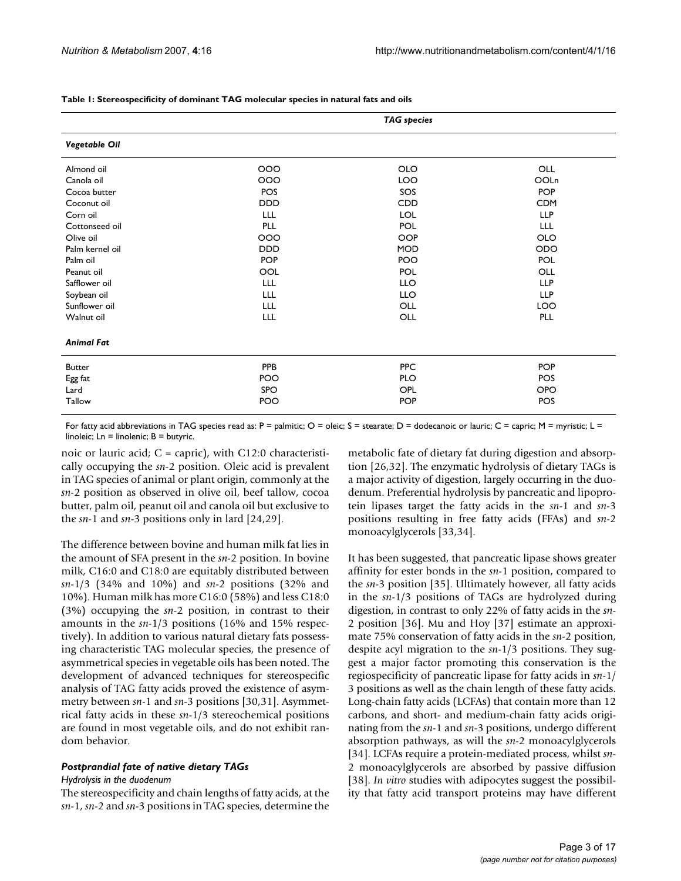**Table 1: Stereospecificity of dominant TAG molecular species in natural fats and oils**

| | *TAG species* | | |
|---|---|---|---|
| ***Vegetable Oil*** | | | |
| Almond oil | OOO | OLO | OLL |
| Canola oil | OOO | LOO | OOLn |
| Cocoa butter | POS | SOS | POP |
| Coconut oil | DDD | CDD | CDM |
| Corn oil | LLL | LOL | LLP |
| Cottonseed oil | PLL | POL | LLL |
| Olive oil | OOO | OOP | OLO |
| Palm kernel oil | DDD | MOD | ODO |
| Palm oil | POP | POO | POL |
| Peanut oil | OOL | POL | OLL |
| Safflower oil | LLL | LLO | LLP |
| Soybean oil | LLL | LLO | LLP |
| Sunflower oil | LLL | OLL | LOO |
| Walnut oil | LLL | OLL | PLL |
| ***Animal Fat*** | | | |
| Butter | PPB | PPC | POP |
| Egg fat | POO | PLO | POS |
| Lard | SPO | OPL | OPO |
| Tallow | POO | POP | POS |

For fatty acid abbreviations in TAG species read as: P = palmitic; O = oleic; S = stearate; D = dodecanoic or lauric; C = capric; M = myristic; L = linoleic; Ln = linolenic; B = butyric.

noic or lauric acid; C = capric), with C12:0 characteristically occupying the *sn*-2 position. Oleic acid is prevalent in TAG species of animal or plant origin, commonly at the *sn*-2 position as observed in olive oil, beef tallow, cocoa butter, palm oil, peanut oil and canola oil but exclusive to the *sn*-1 and *sn*-3 positions only in lard [24,29].

The difference between bovine and human milk fat lies in the amount of SFA present in the *sn*-2 position. In bovine milk, C16:0 and C18:0 are equitably distributed between *sn*-1/3 (34% and 10%) and *sn*-2 positions (32% and 10%). Human milk has more C16:0 (58%) and less C18:0 (3%) occupying the *sn*-2 position, in contrast to their amounts in the *sn*-1/3 positions (16% and 15% respectively). In addition to various natural dietary fats possessing characteristic TAG molecular species, the presence of asymmetrical species in vegetable oils has been noted. The development of advanced techniques for stereospecific analysis of TAG fatty acids proved the existence of asymmetry between *sn*-1 and *sn*-3 positions [30,31]. Asymmetrical fatty acids in these *sn*-1/3 stereochemical positions are found in most vegetable oils, and do not exhibit random behavior.

### *Postprandial fate of native dietary TAGs*

#### *Hydrolysis in the duodenum*

The stereospecificity and chain lengths of fatty acids, at the *sn*-1, *sn*-2 and *sn*-3 positions in TAG species, determine the metabolic fate of dietary fat during digestion and absorption [26,32]. The enzymatic hydrolysis of dietary TAGs is a major activity of digestion, largely occurring in the duodenum. Preferential hydrolysis by pancreatic and lipoprotein lipases target the fatty acids in the *sn*-1 and *sn*-3 positions resulting in free fatty acids (FFAs) and *sn*-2 monoacylglycerols [33,34].

It has been suggested, that pancreatic lipase shows greater affinity for ester bonds in the *sn*-1 position, compared to the *sn*-3 position [35]. Ultimately however, all fatty acids in the *sn*-1/3 positions of TAGs are hydrolyzed during digestion, in contrast to only 22% of fatty acids in the *sn*-2 position [36]. Mu and Hoy [37] estimate an approximate 75% conservation of fatty acids in the *sn*-2 position, despite acyl migration to the *sn*-1/3 positions. They suggest a major factor promoting this conservation is the regiospecificity of pancreatic lipase for fatty acids in *sn*-1/3 positions as well as the chain length of these fatty acids. Long-chain fatty acids (LCFAs) that contain more than 12 carbons, and short- and medium-chain fatty acids originating from the *sn*-1 and *sn*-3 positions, undergo different absorption pathways, as will the *sn*-2 monoacylglycerols [34]. LCFAs require a protein-mediated process, whilst *sn*-2 monoacylglycerols are absorbed by passive diffusion [38]. *In vitro* studies with adipocytes suggest the possibility that fatty acid transport proteins may have different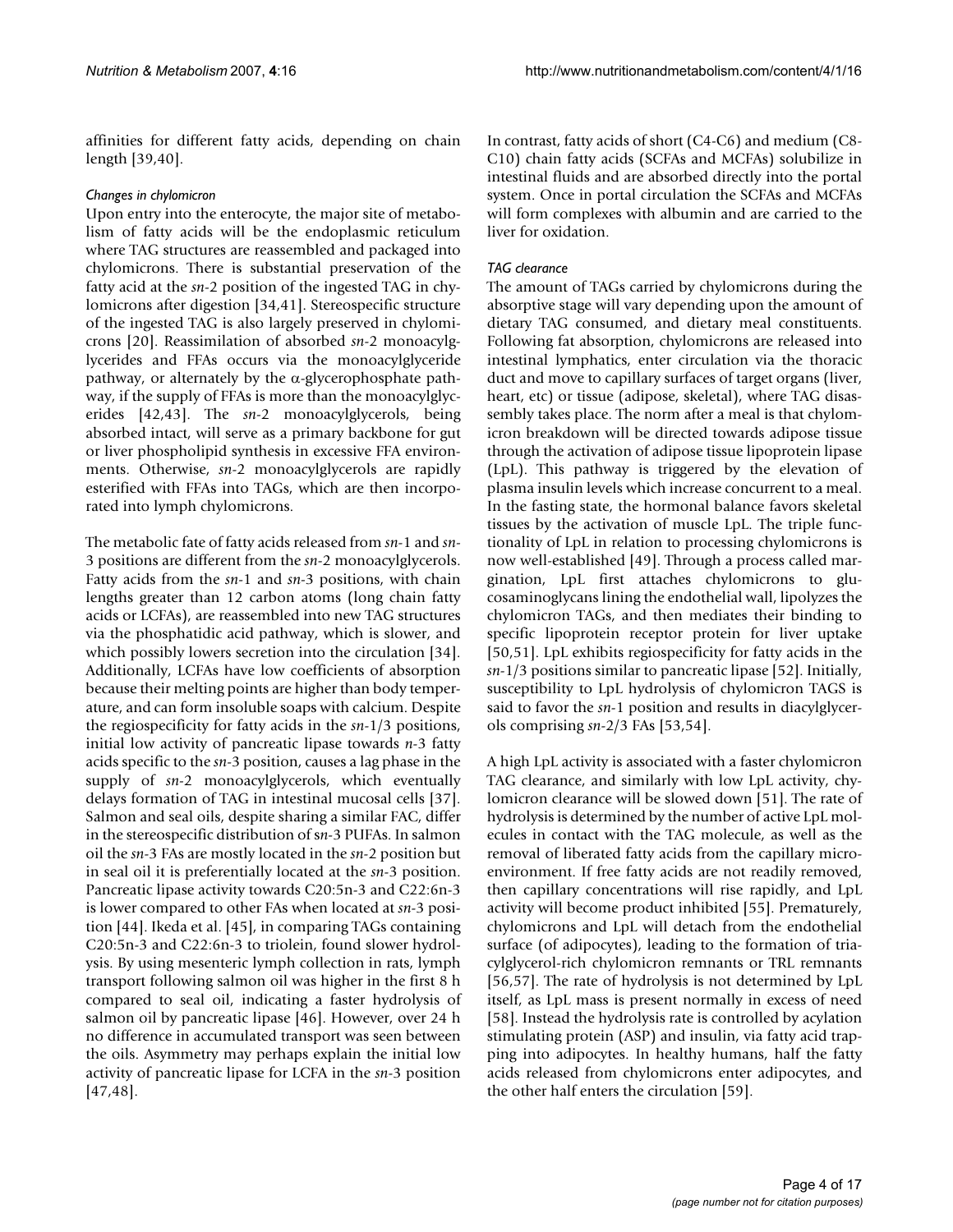affinities for different fatty acids, depending on chain length [39,40].

### *Changes in chylomicron*

Upon entry into the enterocyte, the major site of metabolism of fatty acids will be the endoplasmic reticulum where TAG structures are reassembled and packaged into chylomicrons. There is substantial preservation of the fatty acid at the *sn*-2 position of the ingested TAG in chylomicrons after digestion [34,41]. Stereospecific structure of the ingested TAG is also largely preserved in chylomicrons [20]. Reassimilation of absorbed *sn*-2 monoacylglycerides and FFAs occurs via the monoacylglyceride pathway, or alternately by the α-glycerophosphate pathway, if the supply of FFAs is more than the monoacylglycerides [42,43]. The *sn*-2 monoacylglycerols, being absorbed intact, will serve as a primary backbone for gut or liver phospholipid synthesis in excessive FFA environments. Otherwise, *sn*-2 monoacylglycerols are rapidly esterified with FFAs into TAGs, which are then incorporated into lymph chylomicrons.

The metabolic fate of fatty acids released from *sn*-1 and *sn*-3 positions are different from the *sn*-2 monoacylglycerols. Fatty acids from the *sn*-1 and *sn*-3 positions, with chain lengths greater than 12 carbon atoms (long chain fatty acids or LCFAs), are reassembled into new TAG structures via the phosphatidic acid pathway, which is slower, and which possibly lowers secretion into the circulation [34]. Additionally, LCFAs have low coefficients of absorption because their melting points are higher than body temperature, and can form insoluble soaps with calcium. Despite the regiospecificity for fatty acids in the *sn*-1/3 positions, initial low activity of pancreatic lipase towards *n*-3 fatty acids specific to the *sn*-3 position, causes a lag phase in the supply of *sn*-2 monoacylglycerols, which eventually delays formation of TAG in intestinal mucosal cells [37]. Salmon and seal oils, despite sharing a similar FAC, differ in the stereospecific distribution of s*n*-3 PUFAs. In salmon oil the *sn*-3 FAs are mostly located in the *sn*-2 position but in seal oil it is preferentially located at the *sn*-3 position. Pancreatic lipase activity towards C20:5n-3 and C22:6n-3 is lower compared to other FAs when located at *sn*-3 position [44]. Ikeda et al. [45], in comparing TAGs containing C20:5n-3 and C22:6n-3 to triolein, found slower hydrolysis. By using mesenteric lymph collection in rats, lymph transport following salmon oil was higher in the first 8 h compared to seal oil, indicating a faster hydrolysis of salmon oil by pancreatic lipase [46]. However, over 24 h no difference in accumulated transport was seen between the oils. Asymmetry may perhaps explain the initial low activity of pancreatic lipase for LCFA in the *sn*-3 position [47,48].

In contrast, fatty acids of short (C4-C6) and medium (C8-C10) chain fatty acids (SCFAs and MCFAs) solubilize in intestinal fluids and are absorbed directly into the portal system. Once in portal circulation the SCFAs and MCFAs will form complexes with albumin and are carried to the liver for oxidation.

### *TAG clearance*

The amount of TAGs carried by chylomicrons during the absorptive stage will vary depending upon the amount of dietary TAG consumed, and dietary meal constituents. Following fat absorption, chylomicrons are released into intestinal lymphatics, enter circulation via the thoracic duct and move to capillary surfaces of target organs (liver, heart, etc) or tissue (adipose, skeletal), where TAG disassembly takes place. The norm after a meal is that chylomicron breakdown will be directed towards adipose tissue through the activation of adipose tissue lipoprotein lipase (LpL). This pathway is triggered by the elevation of plasma insulin levels which increase concurrent to a meal. In the fasting state, the hormonal balance favors skeletal tissues by the activation of muscle LpL. The triple functionality of LpL in relation to processing chylomicrons is now well-established [49]. Through a process called margination, LpL first attaches chylomicrons to glucosaminoglycans lining the endothelial wall, lipolyzes the chylomicron TAGs, and then mediates their binding to specific lipoprotein receptor protein for liver uptake [50,51]. LpL exhibits regiospecificity for fatty acids in the *sn*-1/3 positions similar to pancreatic lipase [52]. Initially, susceptibility to LpL hydrolysis of chylomicron TAGS is said to favor the *sn*-1 position and results in diacylglycerols comprising *sn*-2/3 FAs [53,54].

A high LpL activity is associated with a faster chylomicron TAG clearance, and similarly with low LpL activity, chylomicron clearance will be slowed down [51]. The rate of hydrolysis is determined by the number of active LpL molecules in contact with the TAG molecule, as well as the removal of liberated fatty acids from the capillary microenvironment. If free fatty acids are not readily removed, then capillary concentrations will rise rapidly, and LpL activity will become product inhibited [55]. Prematurely, chylomicrons and LpL will detach from the endothelial surface (of adipocytes), leading to the formation of triacylglycerol-rich chylomicron remnants or TRL remnants [56,57]. The rate of hydrolysis is not determined by LpL itself, as LpL mass is present normally in excess of need [58]. Instead the hydrolysis rate is controlled by acylation stimulating protein (ASP) and insulin, via fatty acid trapping into adipocytes. In healthy humans, half the fatty acids released from chylomicrons enter adipocytes, and the other half enters the circulation [59].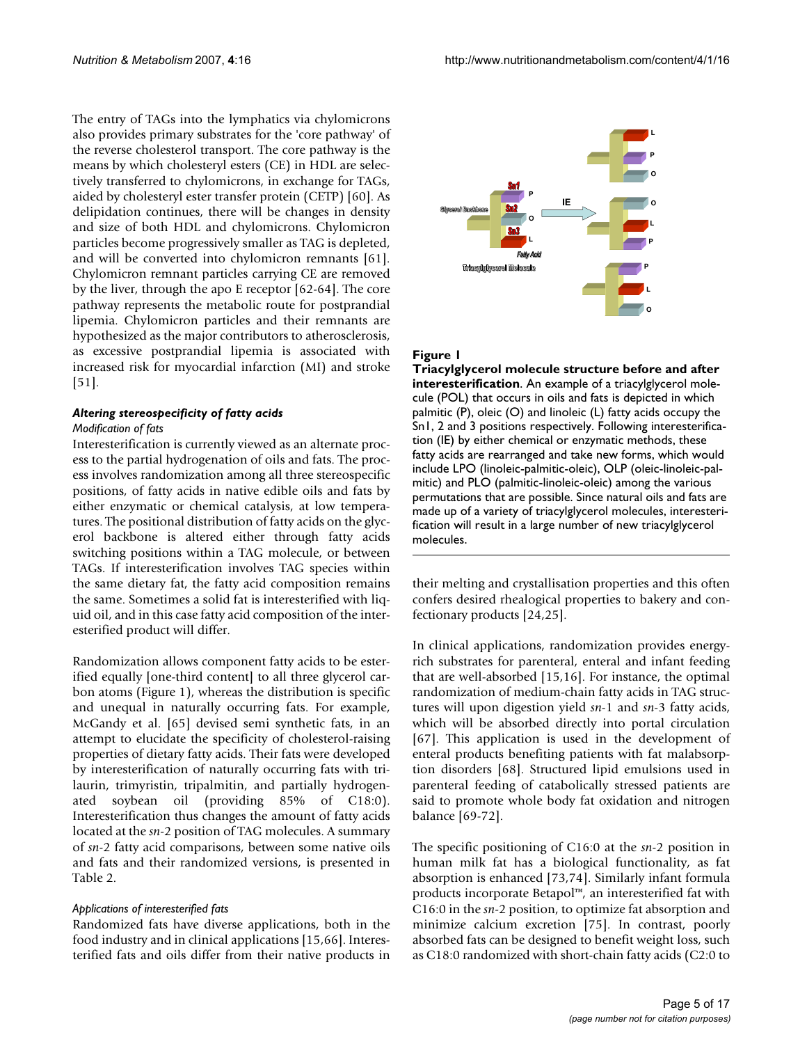The entry of TAGs into the lymphatics via chylomicrons also provides primary substrates for the 'core pathway' of the reverse cholesterol transport. The core pathway is the means by which cholesteryl esters (CE) in HDL are selectively transferred to chylomicrons, in exchange for TAGs, aided by cholesteryl ester transfer protein (CETP) [60]. As delipidation continues, there will be changes in density and size of both HDL and chylomicrons. Chylomicron particles become progressively smaller as TAG is depleted, and will be converted into chylomicron remnants [61]. Chylomicron remnant particles carrying CE are removed by the liver, through the apo E receptor [62-64]. The core pathway represents the metabolic route for postprandial lipemia. Chylomicron particles and their remnants are hypothesized as the major contributors to atherosclerosis, as excessive postprandial lipemia is associated with increased risk for myocardial infarction (MI) and stroke [51].

### Altering stereospecificity of fatty acids

#### *Modification of fats*

Interesterification is currently viewed as an alternate process to the partial hydrogenation of oils and fats. The process involves randomization among all three stereospecific positions, of fatty acids in native edible oils and fats by either enzymatic or chemical catalysis, at low temperatures. The positional distribution of fatty acids on the glycerol backbone is altered either through fatty acids switching positions within a TAG molecule, or between TAGs. If interesterification involves TAG species within the same dietary fat, the fatty acid composition remains the same. Sometimes a solid fat is interesterified with liquid oil, and in this case fatty acid composition of the interesterified product will differ.

Randomization allows component fatty acids to be esterified equally [one-third content] to all three glycerol carbon atoms (Figure 1), whereas the distribution is specific and unequal in naturally occurring fats. For example, McGandy et al. [65] devised semi synthetic fats, in an attempt to elucidate the specificity of cholesterol-raising properties of dietary fatty acids. Their fats were developed by interesterification of naturally occurring fats with trilaurin, trimyristin, tripalmitin, and partially hydrogenated soybean oil (providing 85% of C18:0). Interesterification thus changes the amount of fatty acids located at the *sn*-2 position of TAG molecules. A summary of *sn*-2 fatty acid comparisons, between some native oils and fats and their randomized versions, is presented in Table 2.

**Figure 1**

**Triacylglycerol molecule structure before and after interesterification**. An example of a triacylglycerol molecule (POL) that occurs in oils and fats is depicted in which palmitic (P), oleic (O) and linoleic (L) fatty acids occupy the Sn1, 2 and 3 positions respectively. Following interesterification (IE) by either chemical or enzymatic methods, these fatty acids are rearranged and take new forms, which would include LPO (linoleic-palmitic-oleic), OLP (oleic-linoleic-palmitic) and PLO (palmitic-linoleic-oleic) among the various permutations that are possible. Since natural oils and fats are made up of a variety of triacylglycerol molecules, interesterification will result in a large number of new triacylglycerol molecules.

#### *Applications of interesterified fats*

Randomized fats have diverse applications, both in the food industry and in clinical applications [15,66]. Interesterified fats and oils differ from their native products in their melting and crystallisation properties and this often confers desired rheological properties to bakery and confectionary products [24,25].

In clinical applications, randomization provides energy-rich substrates for parenteral, enteral and infant feeding that are well-absorbed [15,16]. For instance, the optimal randomization of medium-chain fatty acids in TAG structures will upon digestion yield *sn*-1 and *sn*-3 fatty acids, which will be absorbed directly into portal circulation [67]. This application is used in the development of enteral products benefiting patients with fat malabsorption disorders [68]. Structured lipid emulsions used in parenteral feeding of catabolically stressed patients are said to promote whole body fat oxidation and nitrogen balance [69-72].

The specific positioning of C16:0 at the *sn*-2 position in human milk fat has a biological functionality, as fat absorption is enhanced [73,74]. Similarly infant formula products incorporate Betapol™, an interesterified fat with C16:0 in the *sn*-2 position, to optimize fat absorption and minimize calcium excretion [75]. In contrast, poorly absorbed fats can be designed to benefit weight loss, such as C18:0 randomized with short-chain fatty acids (C2:0 to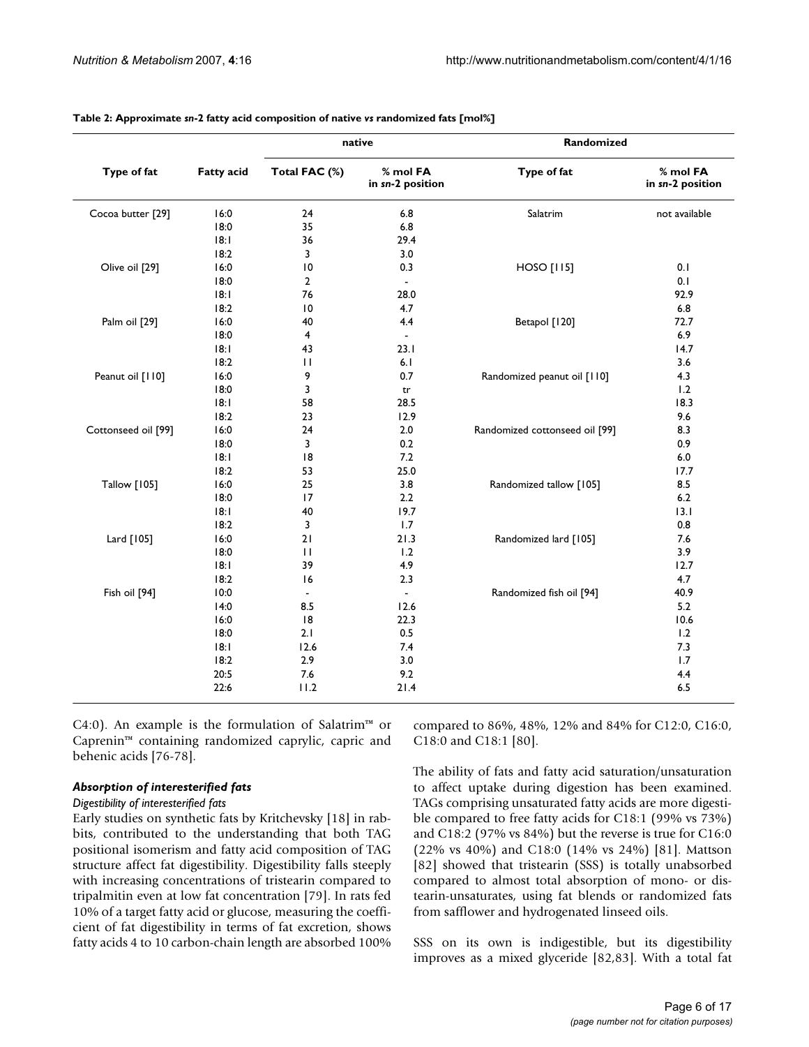**Table 2: Approximate *sn*-2 fatty acid composition of native *vs* randomized fats [mol%]**

| Type of fat | Fatty acid | native | | Randomized | |
|---|---|---|---|---|---|
| | | Total FAC (%) | % mol FA in *sn*-2 position | Type of fat | % mol FA in *sn*-2 position |
| Cocoa butter [29] | 16:0 | 24 | 6.8 | Salatrim | not available |
| | 18:0 | 35 | 6.8 | | |
| | 18:1 | 36 | 29.4 | | |
| | 18:2 | 3 | 3.0 | | |
| Olive oil [29] | 16:0 | 10 | 0.3 | HOSO [115] | 0.1 |
| | 18:0 | 2 | - | | 0.1 |
| | 18:1 | 76 | 28.0 | | 92.9 |
| | 18:2 | 10 | 4.7 | | 6.8 |
| Palm oil [29] | 16:0 | 40 | 4.4 | Betapol [120] | 72.7 |
| | 18:0 | 4 | - | | 6.9 |
| | 18:1 | 43 | 23.1 | | 14.7 |
| | 18:2 | 11 | 6.1 | | 3.6 |
| Peanut oil [110] | 16:0 | 9 | 0.7 | Randomized peanut oil [110] | 4.3 |
| | 18:0 | 3 | tr | | 1.2 |
| | 18:1 | 58 | 28.5 | | 18.3 |
| | 18:2 | 23 | 12.9 | | 9.6 |
| Cottonseed oil [99] | 16:0 | 24 | 2.0 | Randomized cottonseed oil [99] | 8.3 |
| | 18:0 | 3 | 0.2 | | 0.9 |
| | 18:1 | 18 | 7.2 | | 6.0 |
| | 18:2 | 53 | 25.0 | | 17.7 |
| Tallow [105] | 16:0 | 25 | 3.8 | Randomized tallow [105] | 8.5 |
| | 18:0 | 17 | 2.2 | | 6.2 |
| | 18:1 | 40 | 19.7 | | 13.1 |
| | 18:2 | 3 | 1.7 | | 0.8 |
| Lard [105] | 16:0 | 21 | 21.3 | Randomized lard [105] | 7.6 |
| | 18:0 | 11 | 1.2 | | 3.9 |
| | 18:1 | 39 | 4.9 | | 12.7 |
| | 18:2 | 16 | 2.3 | | 4.7 |
| Fish oil [94] | 10:0 | - | - | Randomized fish oil [94] | 40.9 |
| | 14:0 | 8.5 | 12.6 | | 5.2 |
| | 16:0 | 18 | 22.3 | | 10.6 |
| | 18:0 | 2.1 | 0.5 | | 1.2 |
| | 18:1 | 12.6 | 7.4 | | 7.3 |
| | 18:2 | 2.9 | 3.0 | | 1.7 |
| | 20:5 | 7.6 | 9.2 | | 4.4 |
| | 22:6 | 11.2 | 21.4 | | 6.5 |

C4:0). An example is the formulation of Salatrim™ or Caprenin™ containing randomized caprylic, capric and behenic acids [76-78].

### *Absorption of interesterified fats*

#### *Digestibility of interesterified fats*

Early studies on synthetic fats by Kritchevsky [18] in rabbits, contributed to the understanding that both TAG positional isomerism and fatty acid composition of TAG structure affect fat digestibility. Digestibility falls steeply with increasing concentrations of tristearin compared to tripalmitin even at low fat concentration [79]. In rats fed 10% of a target fatty acid or glucose, measuring the coefficient of fat digestibility in terms of fat excretion, shows fatty acids 4 to 10 carbon-chain length are absorbed 100% compared to 86%, 48%, 12% and 84% for C12:0, C16:0, C18:0 and C18:1 [80].

The ability of fats and fatty acid saturation/unsaturation to affect uptake during digestion has been examined. TAGs comprising unsaturated fatty acids are more digestible compared to free fatty acids for C18:1 (99% vs 73%) and C18:2 (97% vs 84%) but the reverse is true for C16:0 (22% vs 40%) and C18:0 (14% vs 24%) [81]. Mattson [82] showed that tristearin (SSS) is totally unabsorbed compared to almost total absorption of mono- or distearin-unsaturates, using fat blends or randomized fats from safflower and hydrogenated linseed oils.

SSS on its own is indigestible, but its digestibility improves as a mixed glyceride [82,83]. With a total fat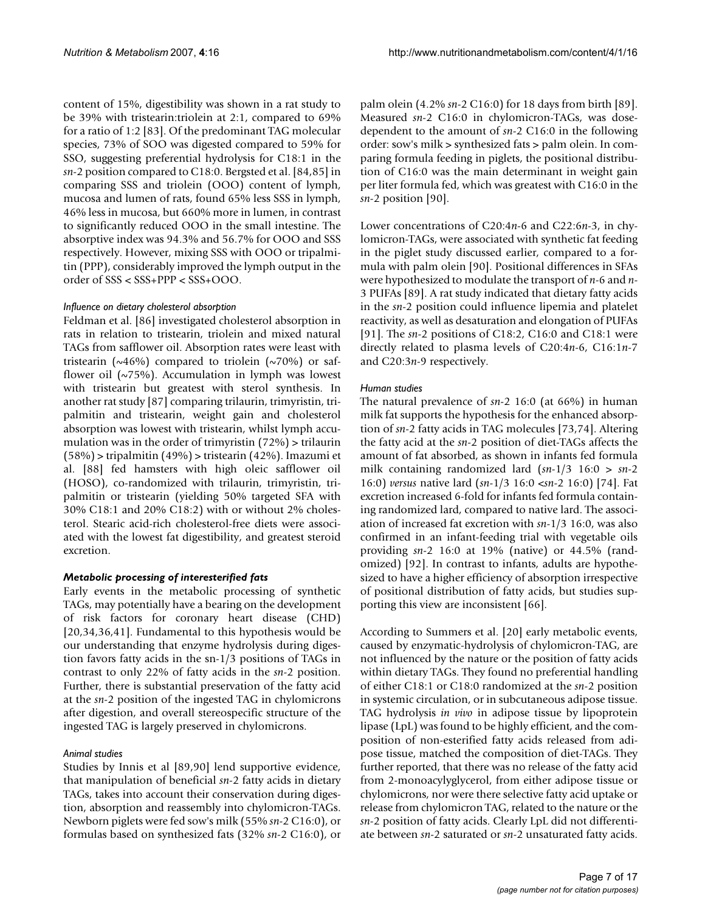content of 15%, digestibility was shown in a rat study to be 39% with tristearin:triolein at 2:1, compared to 69% for a ratio of 1:2 [83]. Of the predominant TAG molecular species, 73% of SOO was digested compared to 59% for SSO, suggesting preferential hydrolysis for C18:1 in the *sn*-2 position compared to C18:0. Bergsted et al. [84,85] in comparing SSS and triolein (OOO) content of lymph, mucosa and lumen of rats, found 65% less SSS in lymph, 46% less in mucosa, but 660% more in lumen, in contrast to significantly reduced OOO in the small intestine. The absorptive index was 94.3% and 56.7% for OOO and SSS respectively. However, mixing SSS with OOO or tripalmitin (PPP), considerably improved the lymph output in the order of SSS < SSS+PPP < SSS+OOO.

#### *Influence on dietary cholesterol absorption*

Feldman et al. [86] investigated cholesterol absorption in rats in relation to tristearin, triolein and mixed natural TAGs from safflower oil. Absorption rates were least with tristearin (~46%) compared to triolein (~70%) or safflower oil (~75%). Accumulation in lymph was lowest with tristearin but greatest with sterol synthesis. In another rat study [87] comparing trilaurin, trimyristin, tripalmitin and tristearin, weight gain and cholesterol absorption was lowest with tristearin, whilst lymph accumulation was in the order of trimyristin (72%) > trilaurin (58%) > tripalmitin (49%) > tristearin (42%). Imazumi et al. [88] fed hamsters with high oleic safflower oil (HOSO), co-randomized with trilaurin, trimyristin, tripalmitin or tristearin (yielding 50% targeted SFA with 30% C18:1 and 20% C18:2) with or without 2% cholesterol. Stearic acid-rich cholesterol-free diets were associated with the lowest fat digestibility, and greatest steroid excretion.

### *Metabolic processing of interesterified fats*

Early events in the metabolic processing of synthetic TAGs, may potentially have a bearing on the development of risk factors for coronary heart disease (CHD) [20,34,36,41]. Fundamental to this hypothesis would be our understanding that enzyme hydrolysis during digestion favors fatty acids in the sn-1/3 positions of TAGs in contrast to only 22% of fatty acids in the *sn*-2 position. Further, there is substantial preservation of the fatty acid at the *sn*-2 position of the ingested TAG in chylomicrons after digestion, and overall stereospecific structure of the ingested TAG is largely preserved in chylomicrons.

#### *Animal studies*

Studies by Innis et al [89,90] lend supportive evidence, that manipulation of beneficial *sn*-2 fatty acids in dietary TAGs, takes into account their conservation during digestion, absorption and reassembly into chylomicron-TAGs. Newborn piglets were fed sow's milk (55% *sn*-2 C16:0), or formulas based on synthesized fats (32% *sn*-2 C16:0), or palm olein (4.2% *sn*-2 C16:0) for 18 days from birth [89]. Measured *sn*-2 C16:0 in chylomicron-TAGs, was dose-dependent to the amount of *sn*-2 C16:0 in the following order: sow's milk > synthesized fats > palm olein. In comparing formula feeding in piglets, the positional distribution of C16:0 was the main determinant in weight gain per liter formula fed, which was greatest with C16:0 in the *sn*-2 position [90].

Lower concentrations of C20:4*n*-6 and C22:6*n*-3, in chylomicron-TAGs, were associated with synthetic fat feeding in the piglet study discussed earlier, compared to a formula with palm olein [90]. Positional differences in SFAs were hypothesized to modulate the transport of *n*-6 and *n*-3 PUFAs [89]. A rat study indicated that dietary fatty acids in the *sn*-2 position could influence lipemia and platelet reactivity, as well as desaturation and elongation of PUFAs [91]. The *sn*-2 positions of C18:2, C16:0 and C18:1 were directly related to plasma levels of C20:4*n*-6, C16:1*n*-7 and C20:3*n*-9 respectively.

#### *Human studies*

The natural prevalence of *sn*-2 16:0 (at 66%) in human milk fat supports the hypothesis for the enhanced absorption of *sn*-2 fatty acids in TAG molecules [73,74]. Altering the fatty acid at the *sn*-2 position of diet-TAGs affects the amount of fat absorbed, as shown in infants fed formula milk containing randomized lard (*sn*-1/3 16:0 > *sn*-2 16:0) *versus* native lard (*sn*-1/3 16:0 <*sn*-2 16:0) [74]. Fat excretion increased 6-fold for infants fed formula containing randomized lard, compared to native lard. The association of increased fat excretion with *sn*-1/3 16:0, was also confirmed in an infant-feeding trial with vegetable oils providing *sn*-2 16:0 at 19% (native) or 44.5% (randomized) [92]. In contrast to infants, adults are hypothesized to have a higher efficiency of absorption irrespective of positional distribution of fatty acids, but studies supporting this view are inconsistent [66].

According to Summers et al. [20] early metabolic events, caused by enzymatic-hydrolysis of chylomicron-TAG, are not influenced by the nature or the position of fatty acids within dietary TAGs. They found no preferential handling of either C18:1 or C18:0 randomized at the *sn*-2 position in systemic circulation, or in subcutaneous adipose tissue. TAG hydrolysis *in vivo* in adipose tissue by lipoprotein lipase (LpL) was found to be highly efficient, and the composition of non-esterified fatty acids released from adipose tissue, matched the composition of diet-TAGs. They further reported, that there was no release of the fatty acid from 2-monoacylyglycerol, from either adipose tissue or chylomicrons, nor were there selective fatty acid uptake or release from chylomicron TAG, related to the nature or the *sn*-2 position of fatty acids. Clearly LpL did not differentiate between *sn*-2 saturated or *sn*-2 unsaturated fatty acids.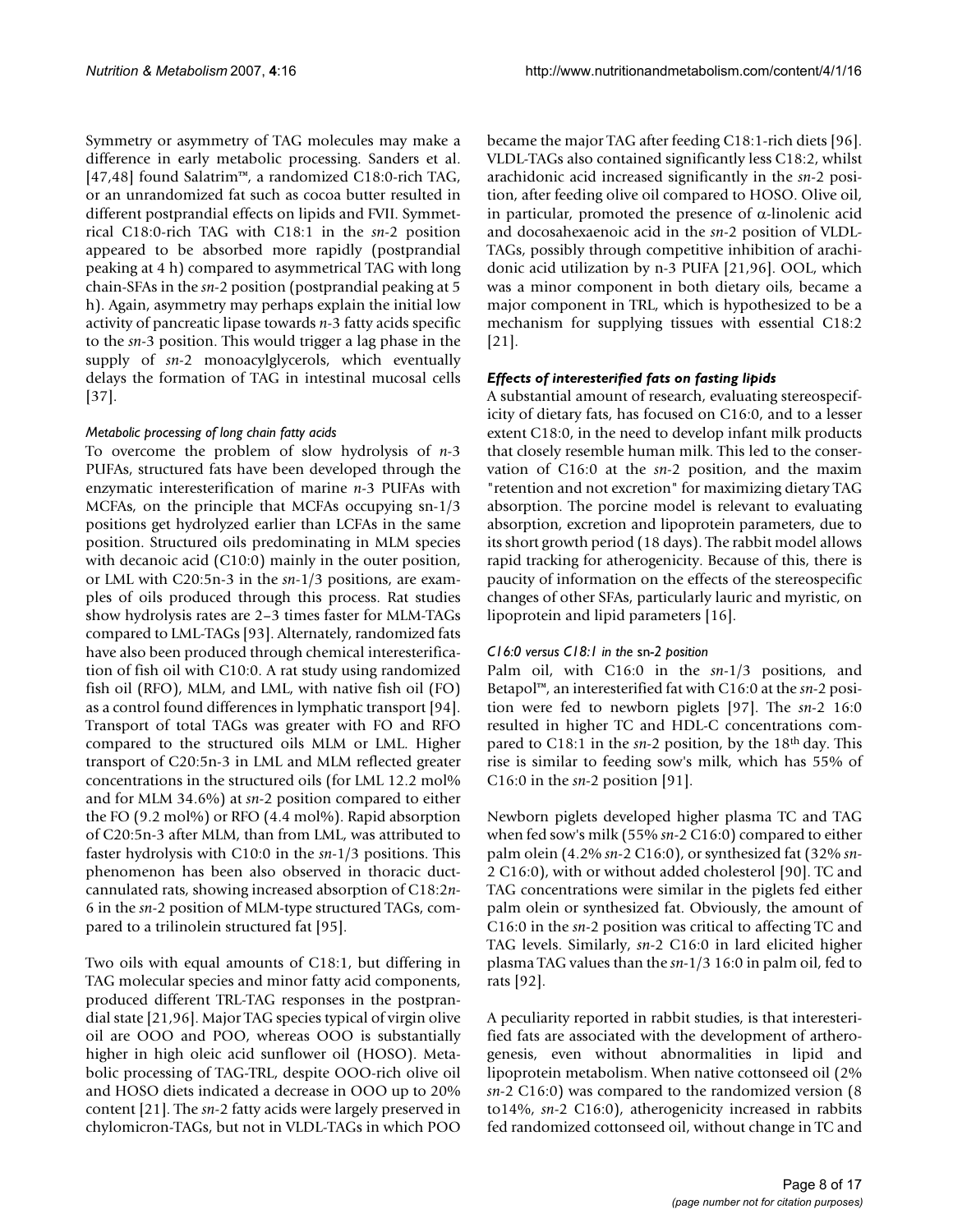Symmetry or asymmetry of TAG molecules may make a difference in early metabolic processing. Sanders et al. [47,48] found Salatrim™, a randomized C18:0-rich TAG, or an unrandomized fat such as cocoa butter resulted in different postprandial effects on lipids and FVII. Symmetrical C18:0-rich TAG with C18:1 in the *sn*-2 position appeared to be absorbed more rapidly (postprandial peaking at 4 h) compared to asymmetrical TAG with long chain-SFAs in the *sn*-2 position (postprandial peaking at 5 h). Again, asymmetry may perhaps explain the initial low activity of pancreatic lipase towards *n*-3 fatty acids specific to the *sn*-3 position. This would trigger a lag phase in the supply of *sn*-2 monoacylglycerols, which eventually delays the formation of TAG in intestinal mucosal cells [37].

#### *Metabolic processing of long chain fatty acids*

To overcome the problem of slow hydrolysis of *n*-3 PUFAs, structured fats have been developed through the enzymatic interesterification of marine *n*-3 PUFAs with MCFAs, on the principle that MCFAs occupying sn-1/3 positions get hydrolyzed earlier than LCFAs in the same position. Structured oils predominating in MLM species with decanoic acid (C10:0) mainly in the outer position, or LML with C20:5n-3 in the *sn*-1/3 positions, are examples of oils produced through this process. Rat studies show hydrolysis rates are 2–3 times faster for MLM-TAGs compared to LML-TAGs [93]. Alternately, randomized fats have also been produced through chemical interesterification of fish oil with C10:0. A rat study using randomized fish oil (RFO), MLM, and LML, with native fish oil (FO) as a control found differences in lymphatic transport [94]. Transport of total TAGs was greater with FO and RFO compared to the structured oils MLM or LML. Higher transport of C20:5n-3 in LML and MLM reflected greater concentrations in the structured oils (for LML 12.2 mol% and for MLM 34.6%) at *sn*-2 position compared to either the FO (9.2 mol%) or RFO (4.4 mol%). Rapid absorption of C20:5n-3 after MLM, than from LML, was attributed to faster hydrolysis with C10:0 in the *sn*-1/3 positions. This phenomenon has been also observed in thoracic duct-cannulated rats, showing increased absorption of C18:2*n*-6 in the *sn*-2 position of MLM-type structured TAGs, compared to a trilinolein structured fat [95].

Two oils with equal amounts of C18:1, but differing in TAG molecular species and minor fatty acid components, produced different TRL-TAG responses in the postprandial state [21,96]. Major TAG species typical of virgin olive oil are OOO and POO, whereas OOO is substantially higher in high oleic acid sunflower oil (HOSO). Metabolic processing of TAG-TRL, despite OOO-rich olive oil and HOSO diets indicated a decrease in OOO up to 20% content [21]. The *sn*-2 fatty acids were largely preserved in chylomicron-TAGs, but not in VLDL-TAGs in which POO became the major TAG after feeding C18:1-rich diets [96]. VLDL-TAGs also contained significantly less C18:2, whilst arachidonic acid increased significantly in the *sn*-2 position, after feeding olive oil compared to HOSO. Olive oil, in particular, promoted the presence of α-linolenic acid and docosahexaenoic acid in the *sn*-2 position of VLDL-TAGs, possibly through competitive inhibition of arachidonic acid utilization by n-3 PUFA [21,96]. OOL, which was a minor component in both dietary oils, became a major component in TRL, which is hypothesized to be a mechanism for supplying tissues with essential C18:2 [21].

### *Effects of interesterified fats on fasting lipids*

A substantial amount of research, evaluating stereospecificity of dietary fats, has focused on C16:0, and to a lesser extent C18:0, in the need to develop infant milk products that closely resemble human milk. This led to the conservation of C16:0 at the *sn*-2 position, and the maxim "retention and not excretion" for maximizing dietary TAG absorption. The porcine model is relevant to evaluating absorption, excretion and lipoprotein parameters, due to its short growth period (18 days). The rabbit model allows rapid tracking for atherogenicity. Because of this, there is paucity of information on the effects of the stereospecific changes of other SFAs, particularly lauric and myristic, on lipoprotein and lipid parameters [16].

#### *C16:0 versus C18:1 in the sn-2 position*

Palm oil, with C16:0 in the *sn*-1/3 positions, and Betapol™, an interesterified fat with C16:0 at the *sn*-2 position were fed to newborn piglets [97]. The *sn*-2 16:0 resulted in higher TC and HDL-C concentrations compared to C18:1 in the *sn*-2 position, by the 18th day. This rise is similar to feeding sow's milk, which has 55% of C16:0 in the *sn*-2 position [91].

Newborn piglets developed higher plasma TC and TAG when fed sow's milk (55% *sn*-2 C16:0) compared to either palm olein (4.2% *sn*-2 C16:0), or synthesized fat (32% *sn*-2 C16:0), with or without added cholesterol [90]. TC and TAG concentrations were similar in the piglets fed either palm olein or synthesized fat. Obviously, the amount of C16:0 in the *sn*-2 position was critical to affecting TC and TAG levels. Similarly, *sn*-2 C16:0 in lard elicited higher plasma TAG values than the *sn*-1/3 16:0 in palm oil, fed to rats [92].

A peculiarity reported in rabbit studies, is that interesterified fats are associated with the development of artherogenesis, even without abnormalities in lipid and lipoprotein metabolism. When native cottonseed oil (2% *sn*-2 C16:0) was compared to the randomized version (8 to14%, *sn*-2 C16:0), atherogenicity increased in rabbits fed randomized cottonseed oil, without change in TC and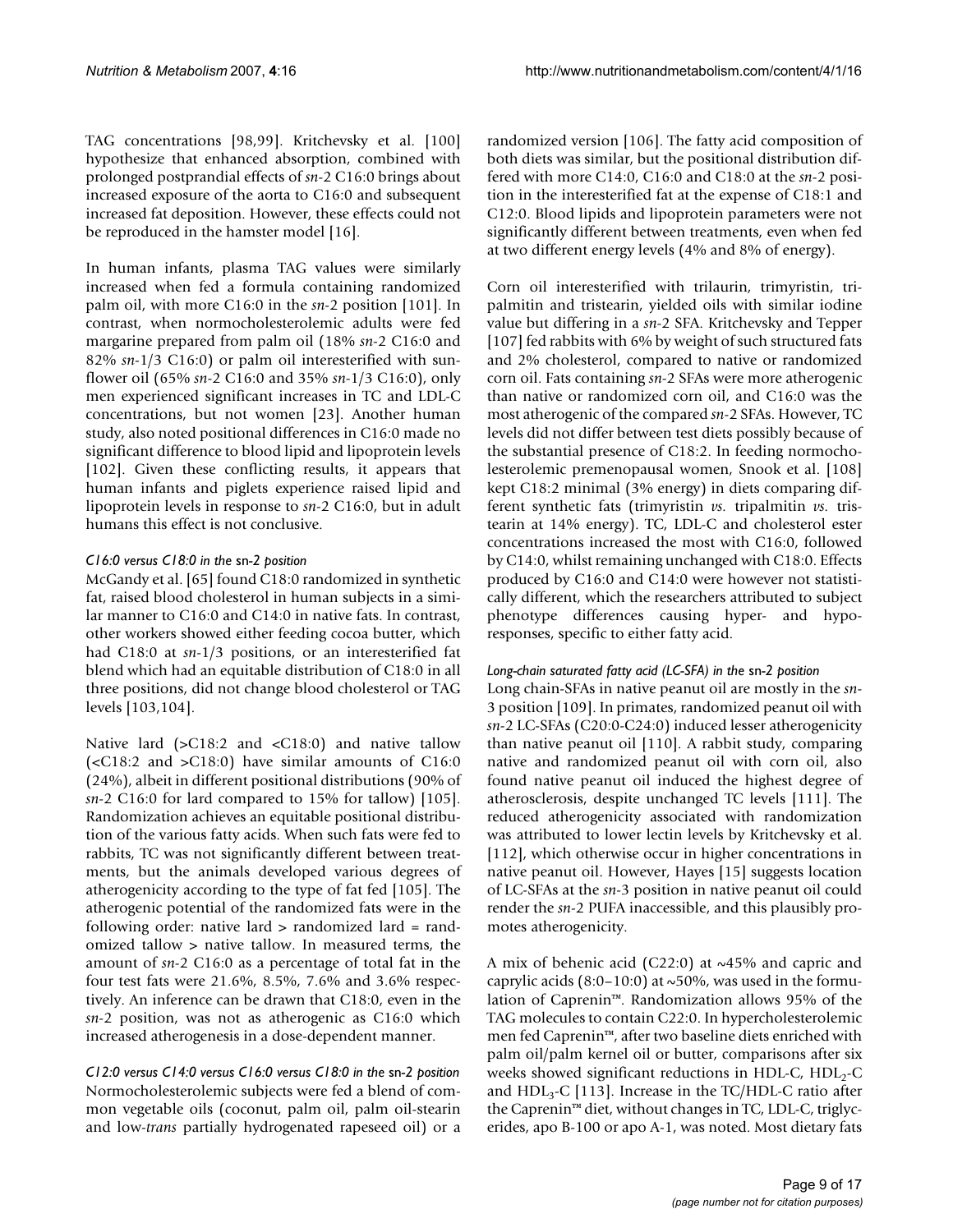TAG concentrations [98,99]. Kritchevsky et al. [100] hypothesize that enhanced absorption, combined with prolonged postprandial effects of *sn*-2 C16:0 brings about increased exposure of the aorta to C16:0 and subsequent increased fat deposition. However, these effects could not be reproduced in the hamster model [16].

In human infants, plasma TAG values were similarly increased when fed a formula containing randomized palm oil, with more C16:0 in the *sn*-2 position [101]. In contrast, when normocholesterolemic adults were fed margarine prepared from palm oil (18% *sn*-2 C16:0 and 82% *sn*-1/3 C16:0) or palm oil interesterified with sunflower oil (65% *sn*-2 C16:0 and 35% *sn*-1/3 C16:0), only men experienced significant increases in TC and LDL-C concentrations, but not women [23]. Another human study, also noted positional differences in C16:0 made no significant difference to blood lipid and lipoprotein levels [102]. Given these conflicting results, it appears that human infants and piglets experience raised lipid and lipoprotein levels in response to *sn*-2 C16:0, but in adult humans this effect is not conclusive.

### *C16:0 versus C18:0 in the sn-2 position*

McGandy et al. [65] found C18:0 randomized in synthetic fat, raised blood cholesterol in human subjects in a similar manner to C16:0 and C14:0 in native fats. In contrast, other workers showed either feeding cocoa butter, which had C18:0 at *sn*-1/3 positions, or an interesterified fat blend which had an equitable distribution of C18:0 in all three positions, did not change blood cholesterol or TAG levels [103,104].

Native lard (>C18:2 and <C18:0) and native tallow (<C18:2 and >C18:0) have similar amounts of C16:0 (24%), albeit in different positional distributions (90% of *sn*-2 C16:0 for lard compared to 15% for tallow) [105]. Randomization achieves an equitable positional distribution of the various fatty acids. When such fats were fed to rabbits, TC was not significantly different between treatments, but the animals developed various degrees of atherogenicity according to the type of fat fed [105]. The atherogenic potential of the randomized fats were in the following order: native lard > randomized lard = randomized tallow > native tallow. In measured terms, the amount of *sn*-2 C16:0 as a percentage of total fat in the four test fats were 21.6%, 8.5%, 7.6% and 3.6% respectively. An inference can be drawn that C18:0, even in the *sn*-2 position, was not as atherogenic as C16:0 which increased atherogenesis in a dose-dependent manner.

### *C12:0 versus C14:0 versus C16:0 versus C18:0 in the sn-2 position*

Normocholesterolemic subjects were fed a blend of common vegetable oils (coconut, palm oil, palm oil-stearin and low-*trans* partially hydrogenated rapeseed oil) or a randomized version [106]. The fatty acid composition of both diets was similar, but the positional distribution differed with more C14:0, C16:0 and C18:0 at the *sn*-2 position in the interesterified fat at the expense of C18:1 and C12:0. Blood lipids and lipoprotein parameters were not significantly different between treatments, even when fed at two different energy levels (4% and 8% of energy).

Corn oil interesterified with trilaurin, trimyristin, tripalmitin and tristearin, yielded oils with similar iodine value but differing in a *sn*-2 SFA. Kritchevsky and Tepper [107] fed rabbits with 6% by weight of such structured fats and 2% cholesterol, compared to native or randomized corn oil. Fats containing *sn*-2 SFAs were more atherogenic than native or randomized corn oil, and C16:0 was the most atherogenic of the compared *sn*-2 SFAs. However, TC levels did not differ between test diets possibly because of the substantial presence of C18:2. In feeding normocholesterolemic premenopausal women, Snook et al. [108] kept C18:2 minimal (3% energy) in diets comparing different synthetic fats (trimyristin *vs.* tripalmitin *vs.* tristearin at 14% energy). TC, LDL-C and cholesterol ester concentrations increased the most with C16:0, followed by C14:0, whilst remaining unchanged with C18:0. Effects produced by C16:0 and C14:0 were however not statistically different, which the researchers attributed to subject phenotype differences causing hyper- and hypo-responses, specific to either fatty acid.

### *Long-chain saturated fatty acid (LC-SFA) in the sn-2 position*

Long chain-SFAs in native peanut oil are mostly in the *sn*-3 position [109]. In primates, randomized peanut oil with *sn*-2 LC-SFAs (C20:0-C24:0) induced lesser atherogenicity than native peanut oil [110]. A rabbit study, comparing native and randomized peanut oil with corn oil, also found native peanut oil induced the highest degree of atherosclerosis, despite unchanged TC levels [111]. The reduced atherogenicity associated with randomization was attributed to lower lectin levels by Kritchevsky et al. [112], which otherwise occur in higher concentrations in native peanut oil. However, Hayes [15] suggests location of LC-SFAs at the *sn*-3 position in native peanut oil could render the *sn*-2 PUFA inaccessible, and this plausibly promotes atherogenicity.

A mix of behenic acid (C22:0) at ~45% and capric and caprylic acids (8:0–10:0) at ~50%, was used in the formulation of Caprenin™. Randomization allows 95% of the TAG molecules to contain C22:0. In hypercholesterolemic men fed Caprenin™, after two baseline diets enriched with palm oil/palm kernel oil or butter, comparisons after six weeks showed significant reductions in HDL-C, $HDL_2$-C and $HDL_3$-C [113]. Increase in the TC/HDL-C ratio after the Caprenin™ diet, without changes in TC, LDL-C, triglycerides, apo B-100 or apo A-1, was noted. Most dietary fats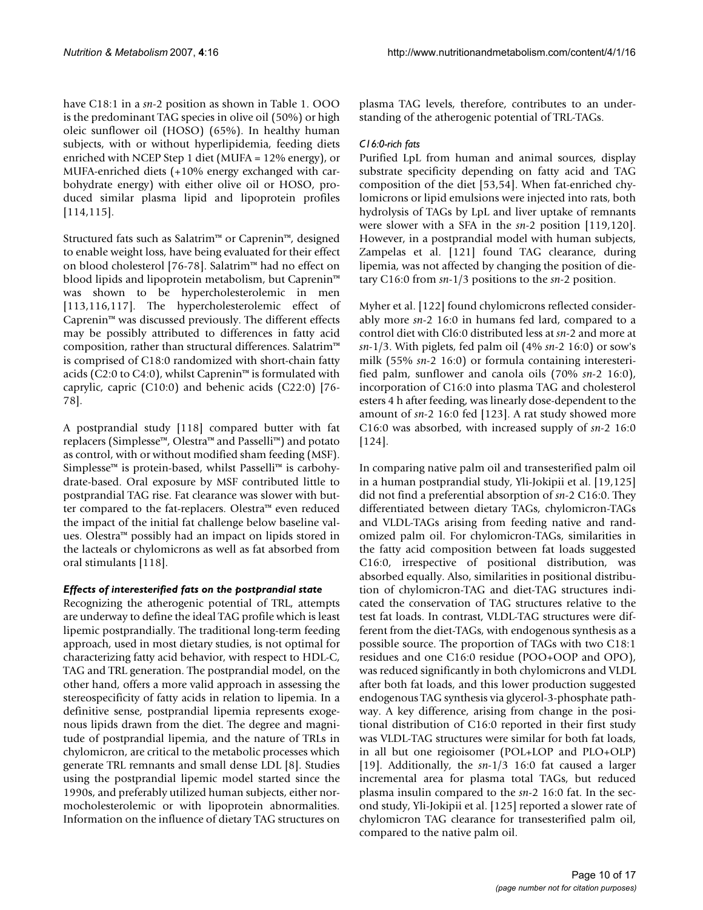have C18:1 in a *sn*-2 position as shown in Table 1. OOO is the predominant TAG species in olive oil (50%) or high oleic sunflower oil (HOSO) (65%). In healthy human subjects, with or without hyperlipidemia, feeding diets enriched with NCEP Step 1 diet (MUFA = 12% energy), or MUFA-enriched diets (+10% energy exchanged with carbohydrate energy) with either olive oil or HOSO, produced similar plasma lipid and lipoprotein profiles [114,115].

Structured fats such as Salatrim™ or Caprenin™, designed to enable weight loss, have being evaluated for their effect on blood cholesterol [76-78]. Salatrim™ had no effect on blood lipids and lipoprotein metabolism, but Caprenin™ was shown to be hypercholesterolemic in men [113,116,117]. The hypercholesterolemic effect of Caprenin™ was discussed previously. The different effects may be possibly attributed to differences in fatty acid composition, rather than structural differences. Salatrim™ is comprised of C18:0 randomized with short-chain fatty acids (C2:0 to C4:0), whilst Caprenin™ is formulated with caprylic, capric (C10:0) and behenic acids (C22:0) [76-78].

A postprandial study [118] compared butter with fat replacers (Simplesse™, Olestra™ and Passelli™) and potato as control, with or without modified sham feeding (MSF). Simplesse™ is protein-based, whilst Passelli™ is carbohydrate-based. Oral exposure by MSF contributed little to postprandial TAG rise. Fat clearance was slower with butter compared to the fat-replacers. Olestra™ even reduced the impact of the initial fat challenge below baseline values. Olestra™ possibly had an impact on lipids stored in the lacteals or chylomicrons as well as fat absorbed from oral stimulants [118].

### Effects of interesterified fats on the postprandial state

Recognizing the atherogenic potential of TRL, attempts are underway to define the ideal TAG profile which is least lipemic postprandially. The traditional long-term feeding approach, used in most dietary studies, is not optimal for characterizing fatty acid behavior, with respect to HDL-C, TAG and TRL generation. The postprandial model, on the other hand, offers a more valid approach in assessing the stereospecificity of fatty acids in relation to lipemia. In a definitive sense, postprandial lipemia represents exogenous lipids drawn from the diet. The degree and magnitude of postprandial lipemia, and the nature of TRLs in chylomicron, are critical to the metabolic processes which generate TRL remnants and small dense LDL [8]. Studies using the postprandial lipemic model started since the 1990s, and preferably utilized human subjects, either normocholesterolemic or with lipoprotein abnormalities. Information on the influence of dietary TAG structures on plasma TAG levels, therefore, contributes to an understanding of the atherogenic potential of TRL-TAGs.

#### *C16:0-rich fats*

Purified LpL from human and animal sources, display substrate specificity depending on fatty acid and TAG composition of the diet [53,54]. When fat-enriched chylomicrons or lipid emulsions were injected into rats, both hydrolysis of TAGs by LpL and liver uptake of remnants were slower with a SFA in the *sn*-2 position [119,120]. However, in a postprandial model with human subjects, Zampelas et al. [121] found TAG clearance, during lipemia, was not affected by changing the position of dietary C16:0 from *sn*-1/3 positions to the *sn*-2 position.

Myher et al. [122] found chylomicrons reflected considerably more *sn*-2 16:0 in humans fed lard, compared to a control diet with Cl6:0 distributed less at *sn*-2 and more at *sn*-1/3. With piglets, fed palm oil (4% *sn*-2 16:0) or sow's milk (55% *sn*-2 16:0) or formula containing interesterified palm, sunflower and canola oils (70% *sn*-2 16:0), incorporation of C16:0 into plasma TAG and cholesterol esters 4 h after feeding, was linearly dose-dependent to the amount of *sn*-2 16:0 fed [123]. A rat study showed more C16:0 was absorbed, with increased supply of *sn*-2 16:0 [124].

In comparing native palm oil and transesterified palm oil in a human postprandial study, Yli-Jokipii et al. [19,125] did not find a preferential absorption of *sn*-2 C16:0. They differentiated between dietary TAGs, chylomicron-TAGs and VLDL-TAGs arising from feeding native and randomized palm oil. For chylomicron-TAGs, similarities in the fatty acid composition between fat loads suggested C16:0, irrespective of positional distribution, was absorbed equally. Also, similarities in positional distribution of chylomicron-TAG and diet-TAG structures indicated the conservation of TAG structures relative to the test fat loads. In contrast, VLDL-TAG structures were different from the diet-TAGs, with endogenous synthesis as a possible source. The proportion of TAGs with two C18:1 residues and one C16:0 residue (POO+OOP and OPO), was reduced significantly in both chylomicrons and VLDL after both fat loads, and this lower production suggested endogenous TAG synthesis via glycerol-3-phosphate pathway. A key difference, arising from change in the positional distribution of C16:0 reported in their first study was VLDL-TAG structures were similar for both fat loads, in all but one regioisomer (POL+LOP and PLO+OLP) [19]. Additionally, the *sn*-1/3 16:0 fat caused a larger incremental area for plasma total TAGs, but reduced plasma insulin compared to the *sn*-2 16:0 fat. In the second study, Yli-Jokipii et al. [125] reported a slower rate of chylomicron TAG clearance for transesterified palm oil, compared to the native palm oil.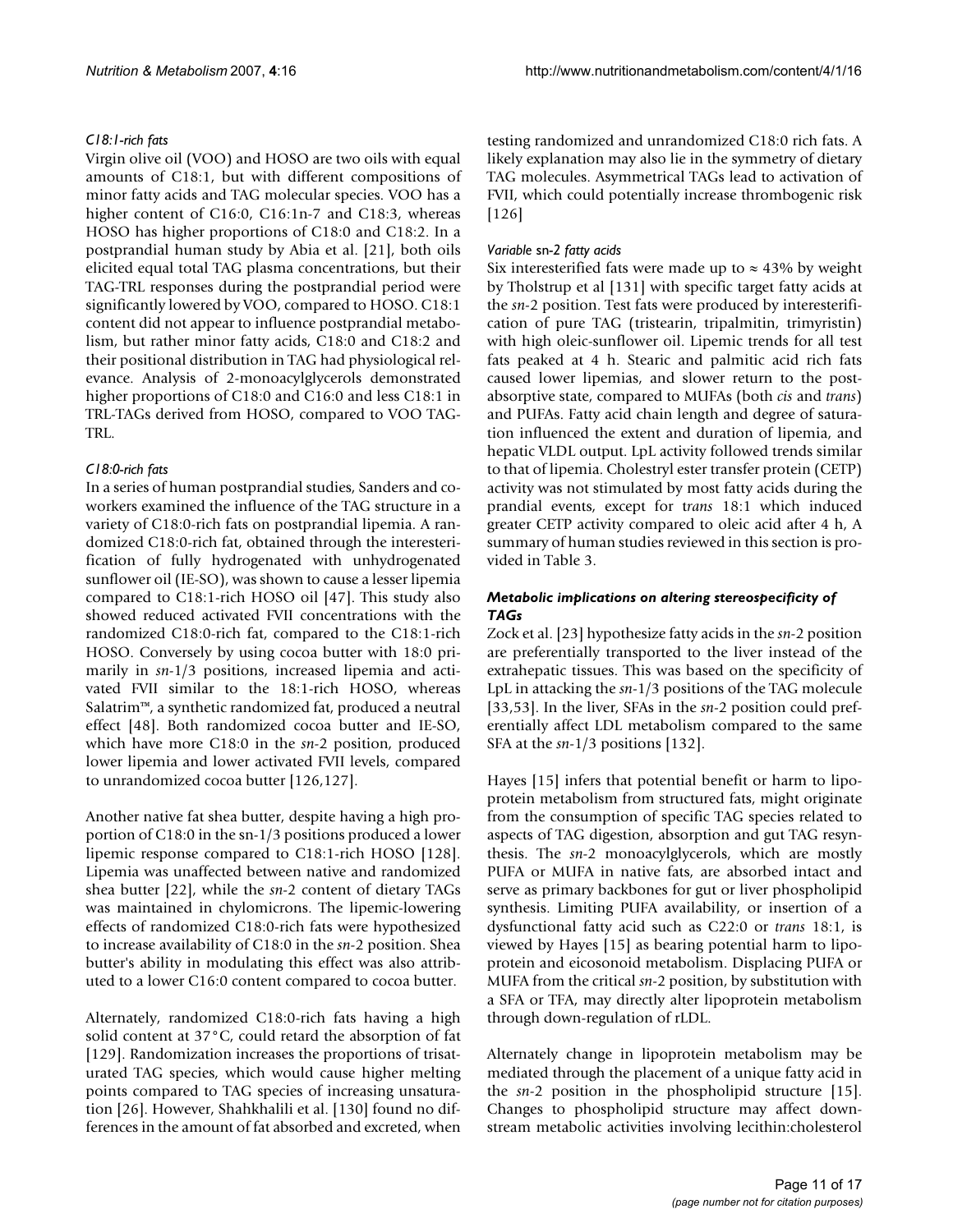#### *C18:1-rich fats*

Virgin olive oil (VOO) and HOSO are two oils with equal amounts of C18:1, but with different compositions of minor fatty acids and TAG molecular species. VOO has a higher content of C16:0, C16:1n-7 and C18:3, whereas HOSO has higher proportions of C18:0 and C18:2. In a postprandial human study by Abia et al. [21], both oils elicited equal total TAG plasma concentrations, but their TAG-TRL responses during the postprandial period were significantly lowered by VOO, compared to HOSO. C18:1 content did not appear to influence postprandial metabolism, but rather minor fatty acids, C18:0 and C18:2 and their positional distribution in TAG had physiological relevance. Analysis of 2-monoacylglycerols demonstrated higher proportions of C18:0 and C16:0 and less C18:1 in TRL-TAGs derived from HOSO, compared to VOO TAG-TRL.

#### *C18:0-rich fats*

In a series of human postprandial studies, Sanders and co-workers examined the influence of the TAG structure in a variety of C18:0-rich fats on postprandial lipemia. A randomized C18:0-rich fat, obtained through the interesterification of fully hydrogenated with unhydrogenated sunflower oil (IE-SO), was shown to cause a lesser lipemia compared to C18:1-rich HOSO oil [47]. This study also showed reduced activated FVII concentrations with the randomized C18:0-rich fat, compared to the C18:1-rich HOSO. Conversely by using cocoa butter with 18:0 primarily in *sn*-1/3 positions, increased lipemia and activated FVII similar to the 18:1-rich HOSO, whereas Salatrim™, a synthetic randomized fat, produced a neutral effect [48]. Both randomized cocoa butter and IE-SO, which have more C18:0 in the *sn*-2 position, produced lower lipemia and lower activated FVII levels, compared to unrandomized cocoa butter [126,127].

Another native fat shea butter, despite having a high proportion of C18:0 in the sn-1/3 positions produced a lower lipemic response compared to C18:1-rich HOSO [128]. Lipemia was unaffected between native and randomized shea butter [22], while the *sn*-2 content of dietary TAGs was maintained in chylomicrons. The lipemic-lowering effects of randomized C18:0-rich fats were hypothesized to increase availability of C18:0 in the *sn*-2 position. Shea butter's ability in modulating this effect was also attributed to a lower C16:0 content compared to cocoa butter.

Alternately, randomized C18:0-rich fats having a high solid content at 37°C, could retard the absorption of fat [129]. Randomization increases the proportions of trisaturated TAG species, which would cause higher melting points compared to TAG species of increasing unsaturation [26]. However, Shahkhalili et al. [130] found no differences in the amount of fat absorbed and excreted, when testing randomized and unrandomized C18:0 rich fats. A likely explanation may also lie in the symmetry of dietary TAG molecules. Asymmetrical TAGs lead to activation of FVII, which could potentially increase thrombogenic risk [126]

#### *Variable sn-2 fatty acids*

Six interesterified fats were made up to ≈ 43% by weight by Tholstrup et al [131] with specific target fatty acids at the *sn*-2 position. Test fats were produced by interesterification of pure TAG (tristearin, tripalmitin, trimyristin) with high oleic-sunflower oil. Lipemic trends for all test fats peaked at 4 h. Stearic and palmitic acid rich fats caused lower lipemias, and slower return to the post-absorptive state, compared to MUFAs (both *cis* and *trans*) and PUFAs. Fatty acid chain length and degree of saturation influenced the extent and duration of lipemia, and hepatic VLDL output. LpL activity followed trends similar to that of lipemia. Cholestryl ester transfer protein (CETP) activity was not stimulated by most fatty acids during the prandial events, except for t*rans* 18:1 which induced greater CETP activity compared to oleic acid after 4 h, A summary of human studies reviewed in this section is provided in Table 3.

### *Metabolic implications on altering stereospecificity of TAGs*

Zock et al. [23] hypothesize fatty acids in the *sn*-2 position are preferentially transported to the liver instead of the extrahepatic tissues. This was based on the specificity of LpL in attacking the *sn*-1/3 positions of the TAG molecule [33,53]. In the liver, SFAs in the *sn*-2 position could preferentially affect LDL metabolism compared to the same SFA at the *sn*-1/3 positions [132].

Hayes [15] infers that potential benefit or harm to lipoprotein metabolism from structured fats, might originate from the consumption of specific TAG species related to aspects of TAG digestion, absorption and gut TAG resynthesis. The *sn*-2 monoacylglycerols, which are mostly PUFA or MUFA in native fats, are absorbed intact and serve as primary backbones for gut or liver phospholipid synthesis. Limiting PUFA availability, or insertion of a dysfunctional fatty acid such as C22:0 or *trans* 18:1, is viewed by Hayes [15] as bearing potential harm to lipoprotein and eicosonoid metabolism. Displacing PUFA or MUFA from the critical *sn*-2 position, by substitution with a SFA or TFA, may directly alter lipoprotein metabolism through down-regulation of rLDL.

Alternately change in lipoprotein metabolism may be mediated through the placement of a unique fatty acid in the *sn*-2 position in the phospholipid structure [15]. Changes to phospholipid structure may affect downstream metabolic activities involving lecithin:cholesterol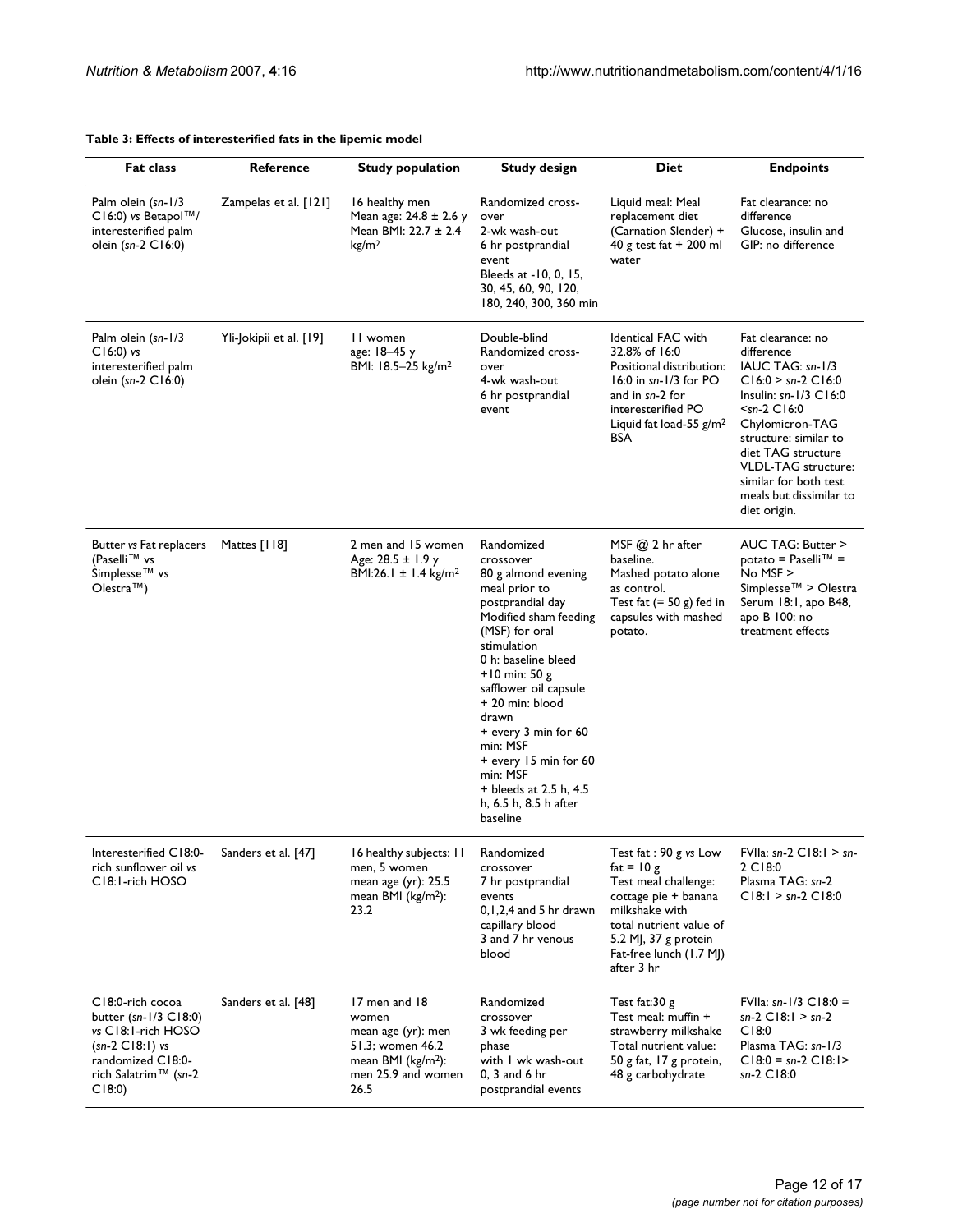**Table 3: Effects of interesterified fats in the lipemic model**

| Fat class | Reference | Study population | Study design | Diet | Endpoints |
| --- | --- | --- | --- | --- | --- |
| Palm olein (*sn*-1/3 C16:0) *vs* Betapol™/ interesterified palm olein (*sn*-2 C16:0) | Zampelas et al. [121] | 16 healthy men Mean age: 24.8 ± 2.6 y Mean BMI: 22.7 ± 2.4 kg/m² | Randomized cross-over 2-wk wash-out 6 hr postprandial event Bleeds at -10, 0, 15, 30, 45, 60, 90, 120, 180, 240, 300, 360 min | Liquid meal: Meal replacement diet (Carnation Slender) + 40 g test fat + 200 ml water | Fat clearance: no difference Glucose, insulin and GIP: no difference |
| Palm olein (*sn*-1/3 C16:0) *vs* interesterified palm olein (*sn*-2 C16:0) | Yli-Jokipii et al. [19] | 11 women age: 18–45 y BMI: 18.5–25 kg/m² | Double-blind Randomized cross-over 4-wk wash-out 6 hr postprandial event | Identical FAC with 32.8% of 16:0 Positional distribution: 16:0 in *sn*-1/3 for PO and in *sn*-2 for interesterified PO Liquid fat load-55 g/m² BSA | Fat clearance: no difference IAUC TAG: *sn*-1/3 C16:0 > *sn*-2 C16:0 Insulin: *sn*-1/3 C16:0 <*sn*-2 C16:0 Chylomicron-TAG structure: similar to diet TAG structure VLDL-TAG structure: similar for both test meals but dissimilar to diet origin. |
| Butter *vs* Fat replacers (Paselli™ vs Simplesse™ vs Olestra™) | Mattes [118] | 2 men and 15 women Age: 28.5 ± 1.9 y BMI:26.1 ± 1.4 kg/m² | Randomized crossover 80 g almond evening meal prior to postprandial day Modified sham feeding (MSF) for oral stimulation 0 h: baseline bleed +10 min: 50 g safflower oil capsule + 20 min: blood drawn + every 3 min for 60 min: MSF + every 15 min for 60 min: MSF + bleeds at 2.5 h, 4.5 h, 6.5 h, 8.5 h after baseline | MSF @ 2 hr after baseline. Mashed potato alone as control. Test fat (= 50 g) fed in capsules with mashed potato. | AUC TAG: Butter > potato = Paselli™ = No MSF > Simplesse™ > Olestra Serum 18:1, apo B48, apo B 100: no treatment effects |
| Interesterified C18:0-rich sunflower oil *vs* C18:1-rich HOSO | Sanders et al. [47] | 16 healthy subjects: 11 men, 5 women mean age (yr): 25.5 mean BMI (kg/m²): 23.2 | Randomized crossover 7 hr postprandial events 0,1,2,4 and 5 hr drawn capillary blood 3 and 7 hr venous blood | Test fat : 90 g *vs* Low fat = 10 g Test meal challenge: cottage pie + banana milkshake with total nutrient value of 5.2 MJ, 37 g protein Fat-free lunch (1.7 MJ) after 3 hr | FVIIa: *sn*-2 C18:1 > *sn*-2 C18:0 Plasma TAG: *sn*-2 C18:1 > *sn*-2 C18:0 |
| C18:0-rich cocoa butter (*sn*-1/3 C18:0) *vs* C18:1-rich HOSO (*sn*-2 C18:1) *vs* randomized C18:0-rich Salatrim™ (*sn*-2 C18:0) | Sanders et al. [48] | 17 men and 18 women mean age (yr): men 51.3; women 46.2 mean BMI (kg/m²): men 25.9 and women 26.5 | Randomized crossover 3 wk feeding per phase with 1 wk wash-out 0, 3 and 6 hr postprandial events | Test fat:30 g Test meal: muffin + strawberry milkshake Total nutrient value: 50 g fat, 17 g protein, 48 g carbohydrate | FVIIa: *sn*-1/3 C18:0 = *sn*-2 C18:1 > *sn*-2 C18:0 Plasma TAG: *sn*-1/3 C18:0 = *sn*-2 C18:1> *sn*-2 C18:0 |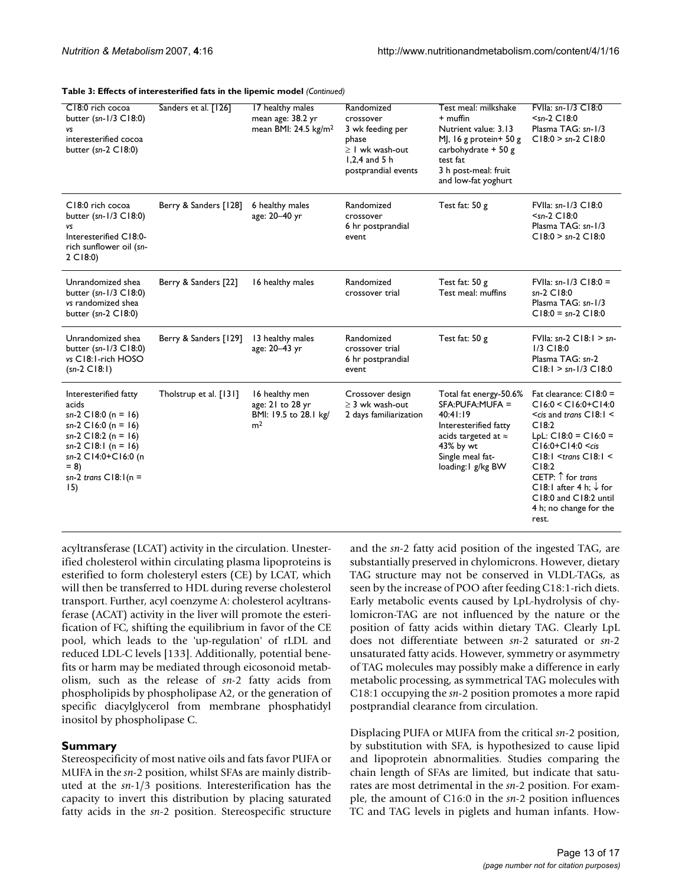**Table 3: Effects of interesterified fats in the lipemic model** *(Continued)*

| | | | | | |
|---|---|---|---|---|---|
| C18:0 rich cocoa butter (*sn*-1/3 C18:0) *vs* interesterified cocoa butter (*sn*-2 C18:0) | Sanders et al. [126] | 17 healthy males mean age: 38.2 yr mean BMI: 24.5 kg/m$^2$ | Randomized crossover 3 wk feeding per phase ≥ 1 wk wash-out 1,2,4 and 5 h postprandial events | Test meal: milkshake + muffin Nutrient value: 3.13 MJ, 16 g protein+ 50 g carbohydrate + 50 g test fat 3 h post-meal: fruit and low-fat yoghurt | FVIIa: *sn*-1/3 C18:0 <*sn*-2 C18:0 Plasma TAG: *sn*-1/3 C18:0 > *sn*-2 C18:0 |
| C18:0 rich cocoa butter (*sn*-1/3 C18:0) *vs* Interesterified C18:0-rich sunflower oil (*sn*-2 C18:0) | Berry & Sanders [128] | 6 healthy males age: 20–40 yr | Randomized crossover 6 hr postprandial event | Test fat: 50 g | FVIIa: *sn*-1/3 C18:0 <*sn*-2 C18:0 Plasma TAG: *sn*-1/3 C18:0 > *sn*-2 C18:0 |
| Unrandomized shea butter (*sn*-1/3 C18:0) *vs* randomized shea butter (*sn*-2 C18:0) | Berry & Sanders [22] | 16 healthy males | Randomized crossover trial | Test fat: 50 g Test meal: muffins | FVIIa: *sn*-1/3 C18:0 = *sn*-2 C18:0 Plasma TAG: *sn*-1/3 C18:0 = *sn*-2 C18:0 |
| Unrandomized shea butter (*sn*-1/3 C18:0) *vs* C18:1-rich HOSO (*sn*-2 C18:1) | Berry & Sanders [129] | 13 healthy males age: 20–43 yr | Randomized crossover trial 6 hr postprandial event | Test fat: 50 g | FVIIa: *sn*-2 C18:1 > *sn*-1/3 C18:0 Plasma TAG: *sn*-2 C18:1 > *sn*-1/3 C18:0 |
| Interesterified fatty acids *sn*-2 C18:0 (n = 16) *sn*-2 C16:0 (n = 16) *sn*-2 C18:2 (n = 16) *sn*-2 C18:1 (n = 16) *sn*-2 C14:0+C16:0 (n = 8) *sn*-2 *trans* C18:1(n = 15) | Tholstrup et al. [131] | 16 healthy men age: 21 to 28 yr BMI: 19.5 to 28.1 kg/m$^2$ | Crossover design ≥ 3 wk wash-out 2 days familiarization | Total fat energy-50.6% SFA:PUFA:MUFA = 40:41:19 Interesterified fatty acids targeted at ≈ 43% by wt Single meal fat-loading:1 g/kg BW | Fat clearance: C18:0 = C16:0 < C16:0+C14:0 <*cis* and *trans* C18:1 < C18:2 LpL: C18:0 = C16:0 = C16:0+C14:0 <*cis* C18:1 <*trans* C18:1 < C18:2 CETP: ↑ for *trans* C18:1 after 4 h; ↓ for C18:0 and C18:2 until 4 h; no change for the rest. |

acyltransferase (LCAT) activity in the circulation. Unesterified cholesterol within circulating plasma lipoproteins is esterified to form cholesteryl esters (CE) by LCAT, which will then be transferred to HDL during reverse cholesterol transport. Further, acyl coenzyme A: cholesterol acyltransferase (ACAT) activity in the liver will promote the esterification of FC, shifting the equilibrium in favor of the CE pool, which leads to the 'up-regulation' of rLDL and reduced LDL-C levels [133]. Additionally, potential benefits or harm may be mediated through eicosonoid metabolism, such as the release of *sn*-2 fatty acids from phospholipids by phospholipase A2, or the generation of specific diacylglycerol from membrane phosphatidyl inositol by phospholipase C.

## Summary

Stereospecificity of most native oils and fats favor PUFA or MUFA in the *sn*-2 position, whilst SFAs are mainly distributed at the *sn*-1/3 positions. Interesterification has the capacity to invert this distribution by placing saturated fatty acids in the *sn*-2 position. Stereospecific structure and the *sn*-2 fatty acid position of the ingested TAG, are substantially preserved in chylomicrons. However, dietary TAG structure may not be conserved in VLDL-TAGs, as seen by the increase of POO after feeding C18:1-rich diets. Early metabolic events caused by LpL-hydrolysis of chylomicron-TAG are not influenced by the nature or the position of fatty acids within dietary TAG. Clearly LpL does not differentiate between *sn*-2 saturated or *sn*-2 unsaturated fatty acids. However, symmetry or asymmetry of TAG molecules may possibly make a difference in early metabolic processing, as symmetrical TAG molecules with C18:1 occupying the *sn*-2 position promotes a more rapid postprandial clearance from circulation.

Displacing PUFA or MUFA from the critical *sn*-2 position, by substitution with SFA, is hypothesized to cause lipid and lipoprotein abnormalities. Studies comparing the chain length of SFAs are limited, but indicate that saturates are most detrimental in the *sn*-2 position. For example, the amount of C16:0 in the *sn*-2 position influences TC and TAG levels in piglets and human infants. How-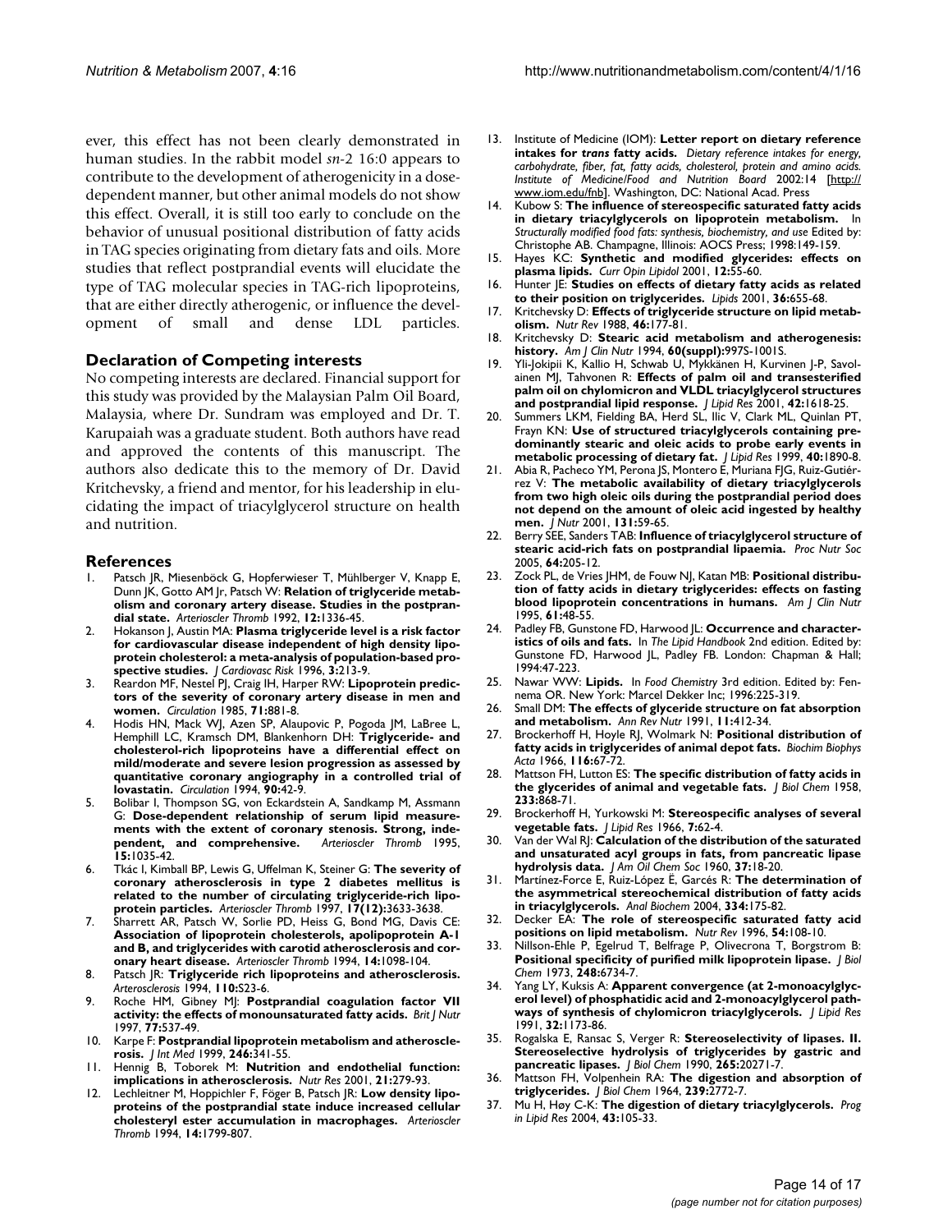ever, this effect has not been clearly demonstrated in human studies. In the rabbit model *sn*-2 16:0 appears to contribute to the development of atherogenicity in a dose-dependent manner, but other animal models do not show this effect. Overall, it is still too early to conclude on the behavior of unusual positional distribution of fatty acids in TAG species originating from dietary fats and oils. More studies that reflect postprandial events will elucidate the type of TAG molecular species in TAG-rich lipoproteins, that are either directly atherogenic, or influence the development of small and dense LDL particles.

## Declaration of Competing interests

No competing interests are declared. Financial support for this study was provided by the Malaysian Palm Oil Board, Malaysia, where Dr. Sundram was employed and Dr. T. Karupaiah was a graduate student. Both authors have read and approved the contents of this manuscript. The authors also dedicate this to the memory of Dr. David Kritchevsky, a friend and mentor, for his leadership in elucidating the impact of triacylglycerol structure on health and nutrition.

## References

1. Patsch JR, Miesenböck G, Hopferwieser T, Mühlberger V, Knapp E, Dunn JK, Gotto AM Jr, Patsch W: **Relation of triglyceride metabolism and coronary artery disease. Studies in the postprandial state.** *Arterioscler Thromb* 1992, **12:**1336-45.
2. Hokanson J, Austin MA: **Plasma triglyceride level is a risk factor for cardiovascular disease independent of high density lipoprotein cholesterol: a meta-analysis of population-based prospective studies.** *J Cardiovasc Risk* 1996, **3:**213-9.
3. Reardon MF, Nestel PJ, Craig IH, Harper RW: **Lipoprotein predictors of the severity of coronary artery disease in men and women.** *Circulation* 1985, **71:**881-8.
4. Hodis HN, Mack WJ, Azen SP, Alaupovic P, Pogoda JM, LaBree L, Hemphill LC, Kramsch DM, Blankenhorn DH: **Triglyceride- and cholesterol-rich lipoproteins have a differential effect on mild/moderate and severe lesion progression as assessed by quantitative coronary angiography in a controlled trial of lovastatin.** *Circulation* 1994, **90:**42-9.
5. Bolibar I, Thompson SG, von Eckardstein A, Sandkamp M, Assmann G: **Dose-dependent relationship of serum lipid measurements with the extent of coronary stenosis. Strong, independent, and comprehensive.** *Arterioscler Thromb* 1995, **15:**1035-42.
6. Tkác I, Kimball BP, Lewis G, Uffelman K, Steiner G: **The severity of coronary atherosclerosis in type 2 diabetes mellitus is related to the number of circulating triglyceride-rich lipoprotein particles.** *Arterioscler Thromb* 1997, **17(12):**3633-3638.
7. Sharrett AR, Patsch W, Sorlie PD, Heiss G, Bond MG, Davis CE: **Association of lipoprotein cholesterols, apolipoprotein A-1 and B, and triglycerides with carotid atherosclerosis and coronary heart disease.** *Arterioscler Thromb* 1994, **14:**1098-104.
8. Patsch JR: **Triglyceride rich lipoproteins and atherosclerosis.** *Arterosclerosis* 1994, **110:**S23-6.
9. Roche HM, Gibney MJ: **Postprandial coagulation factor VII activity: the effects of monounsaturated fatty acids.** *Brit J Nutr* 1997, **77:**537-49.
10. Karpe F: **Postprandial lipoprotein metabolism and atherosclerosis.** *J Int Med* 1999, **246:**341-55.
11. Hennig B, Toborek M: **Nutrition and endothelial function: implications in atherosclerosis.** *Nutr Res* 2001, **21:**279-93.
12. Lechleitner M, Hoppichler F, Föger B, Patsch JR: **Low density lipoproteins of the postprandial state induce increased cellular cholesteryl ester accumulation in macrophages.** *Arterioscler Thromb* 1994, **14:**1799-807.
13. Institute of Medicine (IOM): **Letter report on dietary reference intakes for *trans* fatty acids.** *Dietary reference intakes for energy, carbohydrate, fiber, fat, fatty acids, cholesterol, protein and amino acids. Institute of Medicine/Food and Nutrition Board* 2002:14 [http://www.iom.edu/fnb]. Washington, DC: National Acad. Press
14. Kubow S: **The influence of stereospecific saturated fatty acids in dietary triacylglycerols on lipoprotein metabolism.** In *Structurally modified food fats: synthesis, biochemistry, and use* Edited by: Christophe AB. Champagne, Illinois: AOCS Press; 1998:149-159.
15. Hayes KC: **Synthetic and modified glycerides: effects on plasma lipids.** *Curr Opin Lipidol* 2001, **12:**55-60.
16. Hunter JE: **Studies on effects of dietary fatty acids as related to their position on triglycerides.** *Lipids* 2001, **36:**655-68.
17. Kritchevsky D: **Effects of triglyceride structure on lipid metabolism.** *Nutr Rev* 1988, **46:**177-81.
18. Kritchevsky D: **Stearic acid metabolism and atherogenesis: history.** *Am J Clin Nutr* 1994, **60(suppl):**997S-1001S.
19. Yli-Jokipii K, Kallio H, Schwab U, Mykkänen H, Kurvinen J-P, Savolainen MJ, Tahvonen R: **Effects of palm oil and transesterified palm oil on chylomicron and VLDL triacylglycerol structures and postprandial lipid response.** *J Lipid Res* 2001, **42:**1618-25.
20. Summers LKM, Fielding BA, Herd SL, Ilic V, Clark ML, Quinlan PT, Frayn KN: **Use of structured triacylglycerols containing predominantly stearic and oleic acids to probe early events in metabolic processing of dietary fat.** *J Lipid Res* 1999, **40:**1890-8.
21. Abia R, Pacheco YM, Perona JS, Montero E, Muriana FJG, Ruiz-Gutiérrez V: **The metabolic availability of dietary triacylglycerols from two high oleic oils during the postprandial period does not depend on the amount of oleic acid ingested by healthy men.** *J Nutr* 2001, **131:**59-65.
22. Berry SEE, Sanders TAB: **Influence of triacylglycerol structure of stearic acid-rich fats on postprandial lipaemia.** *Proc Nutr Soc* 2005, **64:**205-12.
23. Zock PL, de Vries JHM, de Fouw NJ, Katan MB: **Positional distribution of fatty acids in dietary triglycerides: effects on fasting blood lipoprotein concentrations in humans.** *Am J Clin Nutr* 1995, **61:**48-55.
24. Padley FB, Gunstone FD, Harwood JL: **Occurrence and characteristics of oils and fats.** In *The Lipid Handbook* 2nd edition. Edited by: Gunstone FD, Harwood JL, Padley FB. London: Chapman & Hall; 1994:47-223.
25. Nawar WW: **Lipids.** In *Food Chemistry* 3rd edition. Edited by: Fennema OR. New York: Marcel Dekker Inc; 1996:225-319.
26. Small DM: **The effects of glyceride structure on fat absorption and metabolism.** *Ann Rev Nutr* 1991, **11:**412-34.
27. Brockerhoff H, Hoyle RJ, Wolmark N: **Positional distribution of fatty acids in triglycerides of animal depot fats.** *Biochim Biophys Acta* 1966, **116:**67-72.
28. Mattson FH, Lutton ES: **The specific distribution of fatty acids in the glycerides of animal and vegetable fats.** *J Biol Chem* 1958, **233:**868-71.
29. Brockerhoff H, Yurkowski M: **Stereospecific analyses of several vegetable fats.** *J Lipid Res* 1966, **7:**62-4.
30. Van der Wal RJ: **Calculation of the distribution of the saturated and unsaturated acyl groups in fats, from pancreatic lipase hydrolysis data.** *J Am Oil Chem Soc* 1960, **37:**18-20.
31. Martínez-Force E, Ruiz-López E, Garcés R: **The determination of the asymmetrical stereochemical distribution of fatty acids in triacylglycerols.** *Anal Biochem* 2004, **334:**175-82.
32. Decker EA: **The role of stereospecific saturated fatty acid positions on lipid metabolism.** *Nutr Rev* 1996, **54:**108-10.
33. Nillson-Ehle P, Egelrud T, Belfrage P, Olivecrona T, Borgstrom B: **Positional specificity of purified milk lipoprotein lipase.** *J Biol Chem* 1973, **248:**6734-7.
34. Yang LY, Kuksis A: **Apparent convergence (at 2-monoacylglycerol level) of phosphatidic acid and 2-monoacylglycerol pathways of synthesis of chylomicron triacylglycerols.** *J Lipid Res* 1991, **32:**1173-86.
35. Rogalska E, Ransac S, Verger R: **Stereoselectivity of lipases. II. Stereoselective hydrolysis of triglycerides by gastric and pancreatic lipases.** *J Biol Chem* 1990, **265:**20271-7.
36. Mattson FH, Volpenhein RA: **The digestion and absorption of triglycerides.** *J Biol Chem* 1964, **239:**2772-7.
37. Mu H, Høy C-K: **The digestion of dietary triacylglycerols.** *Prog in Lipid Res* 2004, **43:**105-33.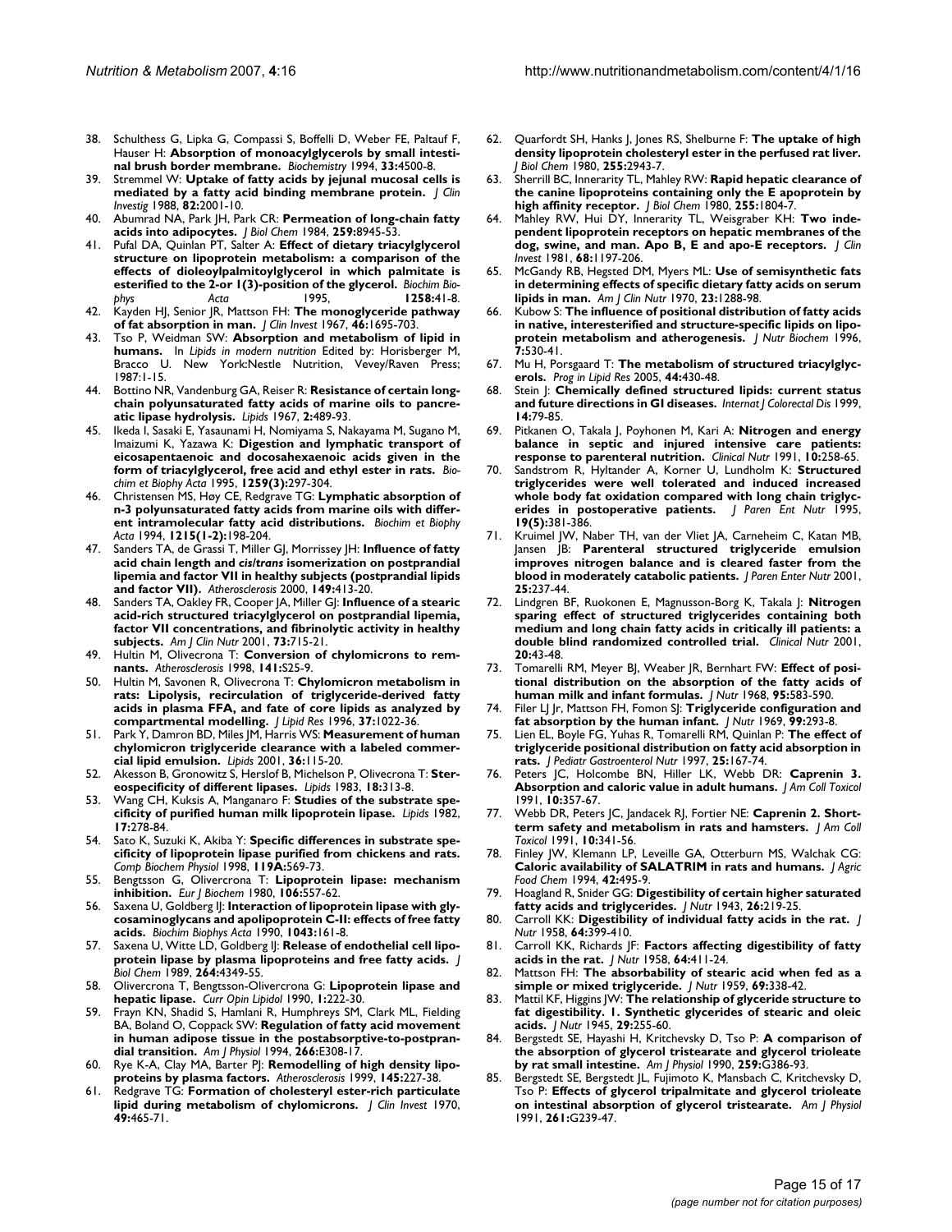38. Schulthess G, Lipka G, Compassi S, Boffelli D, Weber FE, Paltauf F, Hauser H: **Absorption of monoacylglycerols by small intestinal brush border membrane.** *Biochemistry* 1994, **33:**4500-8.
39. Stremmel W: **Uptake of fatty acids by jejunal mucosal cells is mediated by a fatty acid binding membrane protein.** *J Clin Investig* 1988, **82:**2001-10.
40. Abumrad NA, Park JH, Park CR: **Permeation of long-chain fatty acids into adipocytes.** *J Biol Chem* 1984, **259:**8945-53.
41. Pufal DA, Quinlan PT, Salter A: **Effect of dietary triacylglycerol structure on lipoprotein metabolism: a comparison of the effects of dioleoylpalmitoylglycerol in which palmitate is esterified to the 2-or 1(3)-position of the glycerol.** *Biochim Biophys Acta* 1995, **1258:**41-8.
42. Kayden HJ, Senior JR, Mattson FH: **The monoglyceride pathway of fat absorption in man.** *J Clin Invest* 1967, **46:**1695-703.
43. Tso P, Weidman SW: **Absorption and metabolism of lipid in humans.** In *Lipids in modern nutrition* Edited by: Horisberger M, Bracco U. New York:Nestle Nutrition, Vevey/Raven Press; 1987:1-15.
44. Bottino NR, Vandenburg GA, Reiser R: **Resistance of certain long-chain polyunsaturated fatty acids of marine oils to pancreatic lipase hydrolysis.** *Lipids* 1967, **2:**489-93.
45. Ikeda I, Sasaki E, Yasaunami H, Nomiyama S, Nakayama M, Sugano M, Imaizumi K, Yazawa K: **Digestion and lymphatic transport of eicosapentaenoic and docosahexaenoic acids given in the form of triacylglycerol, free acid and ethyl ester in rats.** *Biochim et Biophy Acta* 1995, **1259(3):**297-304.
46. Christensen MS, Høy CE, Redgrave TG: **Lymphatic absorption of n-3 polyunsaturated fatty acids from marine oils with different intramolecular fatty acid distributions.** *Biochim et Biophy Acta* 1994, **1215(1-2):**198-204.
47. Sanders TA, de Grassi T, Miller GJ, Morrissey JH: **Influence of fatty acid chain length and *cis/trans* isomerization on postprandial lipemia and factor VII in healthy subjects (postprandial lipids and factor VII).** *Atherosclerosis* 2000, **149:**413-20.
48. Sanders TA, Oakley FR, Cooper JA, Miller GJ: **Influence of a stearic acid-rich structured triacylglycerol on postprandial lipemia, factor VII concentrations, and fibrinolytic activity in healthy subjects.** *Am J Clin Nutr* 2001, **73:**715-21.
49. Hultin M, Olivecrona T: **Conversion of chylomicrons to remnants.** *Atherosclerosis* 1998, **141:**S25-9.
50. Hultin M, Savonen R, Olivecrona T: **Chylomicron metabolism in rats: Lipolysis, recirculation of triglyceride-derived fatty acids in plasma FFA, and fate of core lipids as analyzed by compartmental modelling.** *J Lipid Res* 1996, **37:**1022-36.
51. Park Y, Damron BD, Miles JM, Harris WS: **Measurement of human chylomicron triglyceride clearance with a labeled commercial lipid emulsion.** *Lipids* 2001, **36:**115-20.
52. Akesson B, Gronowitz S, Herslof B, Michelson P, Olivecrona T: **Stereospecificity of different lipases.** *Lipids* 1983, **18:**313-8.
53. Wang CH, Kuksis A, Manganaro F: **Studies of the substrate specificity of purified human milk lipoprotein lipase.** *Lipids* 1982, **17:**278-84.
54. Sato K, Suzuki K, Akiba Y: **Specific differences in substrate specificity of lipoprotein lipase purified from chickens and rats.** *Comp Biochem Physiol* 1998, **119A:**569-73.
55. Bengtsson G, Olivercrona T: **Lipoprotein lipase: mechanism inhibition.** *Eur J Biochem* 1980, **106:**557-62.
56. Saxena U, Goldberg IJ: **Interaction of lipoprotein lipase with glycosaminoglycans and apolipoprotein C-II: effects of free fatty acids.** *Biochim Biophys Acta* 1990, **1043:**161-8.
57. Saxena U, Witte LD, Goldberg IJ: **Release of endothelial cell lipoprotein lipase by plasma lipoproteins and free fatty acids.** *J Biol Chem* 1989, **264:**4349-55.
58. Olivercrona T, Bengtsson-Olivercrona G: **Lipoprotein lipase and hepatic lipase.** *Curr Opin Lipidol* 1990, **1:**222-30.
59. Frayn KN, Shadid S, Hamlani R, Humphreys SM, Clark ML, Fielding BA, Boland O, Coppack SW: **Regulation of fatty acid movement in human adipose tissue in the postabsorptive-to-postprandial transition.** *Am J Physiol* 1994, **266:**E308-17.
60. Rye K-A, Clay MA, Barter PJ: **Remodelling of high density lipoproteins by plasma factors.** *Atherosclerosis* 1999, **145:**227-38.
61. Redgrave TG: **Formation of cholesteryl ester-rich particulate lipid during metabolism of chylomicrons.** *J Clin Invest* 1970, **49:**465-71.
62. Quarfordt SH, Hanks J, Jones RS, Shelburne F: **The uptake of high density lipoprotein cholesteryl ester in the perfused rat liver.** *J Biol Chem* 1980, **255:**2943-7.
63. Sherrill BC, Innerarity TL, Mahley RW: **Rapid hepatic clearance of the canine lipoproteins containing only the E apoprotein by high affinity receptor.** *J Biol Chem* 1980, **255:**1804-7.
64. Mahley RW, Hui DY, Innerarity TL, Weisgraber KH: **Two independent lipoprotein receptors on hepatic membranes of the dog, swine, and man. Apo B, E and apo-E receptors.** *J Clin Invest* 1981, **68:**1197-206.
65. McGandy RB, Hegsted DM, Myers ML: **Use of semisynthetic fats in determining effects of specific dietary fatty acids on serum lipids in man.** *Am J Clin Nutr* 1970, **23:**1288-98.
66. Kubow S: **The influence of positional distribution of fatty acids in native, interesterified and structure-specific lipids on lipoprotein metabolism and atherogenesis.** *J Nutr Biochem* 1996, **7:**530-41.
67. Mu H, Porsgaard T: **The metabolism of structured triacylglycerols.** *Prog in Lipid Res* 2005, **44:**430-48.
68. Stein J: **Chemically defined structured lipids: current status and future directions in GI diseases.** *Internat J Colorectal Dis* 1999, **14:**79-85.
69. Pitkanen O, Takala J, Poyhonen M, Kari A: **Nitrogen and energy balance in septic and injured intensive care patients: response to parenteral nutrition.** *Clinical Nutr* 1991, **10:**258-65.
70. Sandstrom R, Hyltander A, Korner U, Lundholm K: **Structured triglycerides were well tolerated and induced increased whole body fat oxidation compared with long chain triglycerides in postoperative patients.** *J Paren Ent Nutr* 1995, **19(5):**381-386.
71. Kruimel JW, Naber TH, van der Vliet JA, Carneheim C, Katan MB, Jansen JB: **Parenteral structured triglyceride emulsion improves nitrogen balance and is cleared faster from the blood in moderately catabolic patients.** *J Paren Enter Nutr* 2001, **25:**237-44.
72. Lindgren BF, Ruokonen E, Magnusson-Borg K, Takala J: **Nitrogen sparing effect of structured triglycerides containing both medium and long chain fatty acids in critically ill patients: a double blind randomized controlled trial.** *Clinical Nutr* 2001, **20:**43-48.
73. Tomarelli RM, Meyer BJ, Weaber JR, Bernhart FW: **Effect of positional distribution on the absorption of the fatty acids of human milk and infant formulas.** *J Nutr* 1968, **95:**583-590.
74. Filer LJ Jr, Mattson FH, Fomon SJ: **Triglyceride configuration and fat absorption by the human infant.** *J Nutr* 1969, **99:**293-8.
75. Lien EL, Boyle FG, Yuhas R, Tomarelli RM, Quinlan P: **The effect of triglyceride positional distribution on fatty acid absorption in rats.** *J Pediatr Gastroenterol Nutr* 1997, **25:**167-74.
76. Peters JC, Holcombe BN, Hiller LK, Webb DR: **Caprenin 3. Absorption and caloric value in adult humans.** *J Am Coll Toxicol* 1991, **10:**357-67.
77. Webb DR, Peters JC, Jandacek RJ, Fortier NE: **Caprenin 2. Short-term safety and metabolism in rats and hamsters.** *J Am Coll Toxicol* 1991, **10:**341-56.
78. Finley JW, Klemann LP, Leveille GA, Otterburn MS, Walchak CG: **Caloric availability of SALATRIM in rats and humans.** *J Agric Food Chem* 1994, **42:**495-9.
79. Hoagland R, Snider GG: **Digestibility of certain higher saturated fatty acids and triglycerides.** *J Nutr* 1943, **26:**219-25.
80. Carroll KK: **Digestibility of individual fatty acids in the rat.** *J Nutr* 1958, **64:**399-410.
81. Carroll KK, Richards JF: **Factors affecting digestibility of fatty acids in the rat.** *J Nutr* 1958, **64:**411-24.
82. Mattson FH: **The absorbability of stearic acid when fed as a simple or mixed triglyceride.** *J Nutr* 1959, **69:**338-42.
83. Mattil KF, Higgins JW: **The relationship of glyceride structure to fat digestibility. 1. Synthetic glycerides of stearic and oleic acids.** *J Nutr* 1945, **29:**255-60.
84. Bergstedt SE, Hayashi H, Kritchevsky D, Tso P: **A comparison of the absorption of glycerol tristearate and glycerol trioleate by rat small intestine.** *Am J Physiol* 1990, **259:**G386-93.
85. Bergstedt SE, Bergstedt JL, Fujimoto K, Mansbach C, Kritchevsky D, Tso P: **Effects of glycerol tripalmitate and glycerol trioleate on intestinal absorption of glycerol tristearate.** *Am J Physiol* 1991, **261:**G239-47.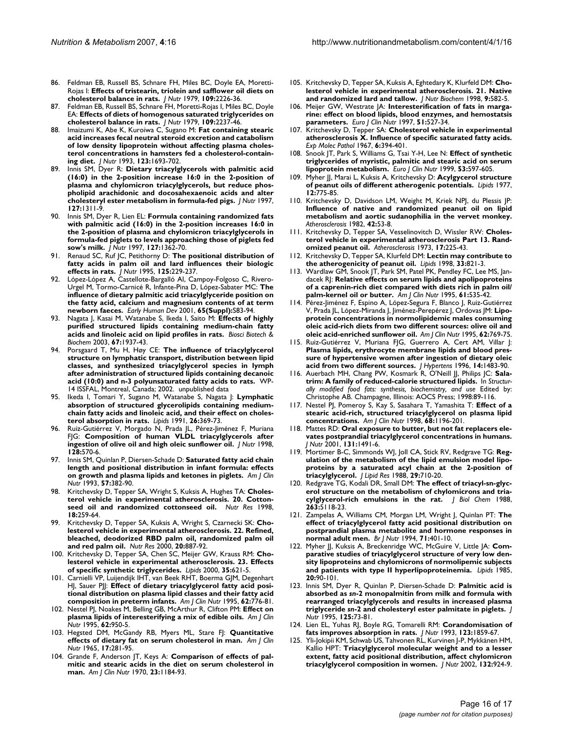86. Feldman EB, Russell BS, Schnare FH, Miles BC, Doyle EA, Moretti-Rojas I: **Effects of tristearin, triolein and safflower oil diets on cholesterol balance in rats.** *J Nutr* 1979, **109:**2226-36.
87. Feldman EB, Russell BS, Schnare FH, Moretti-Rojas I, Miles BC, Doyle EA: **Effects of diets of homogenous saturated triglycerides on cholesterol balance in rats.** *J Nutr* 1979, **109:**2237-46.
88. Imaizumi K, Abe K, Kuroiwa C, Sugano M: **Fat containing stearic acid increases fecal neutral steroid excretion and catabolism of low density lipoprotein without affecting plasma cholesterol concentrations in hamsters fed a cholesterol-containing diet.** *J Nutr* 1993, **123:**1693-702.
89. Innis SM, Dyer R: **Dietary triacylglycerols with palmitic acid (16:0) in the 2-position increase 16:0 in the 2-position of plasma and chylomicron triacylglycerols, but reduce phospholipid arachidonic and docosahexaenoic acids and alter cholesteryl ester metabolism in formula-fed pigs.** *J Nutr* 1997, **127:**1311-9.
90. Innis SM, Dyer R, Lien EL: **Formula containing randomized fats with palmitic acid (16:0) in the 2-position increases 16:0 in the 2-position of plasma and chylomicron triacylglycerols in formula-fed piglets to levels approaching those of piglets fed sow's milk.** *J Nutr* 1997, **127:**1362-70.
91. Renaud SC, Ruf JC, Petithorny D: **The positional distribution of fatty acids in palm oil and lard influences their biologic effects in rats.** *J Nutr* 1995, **125:**229-237.
92. López-López A, Castellote-Bargalló AI, Campoy-Folgoso C, Rivero-Urgel M, Tormo-Carnicé R, Infante-Pina D, López-Sabater MC: **The influence of dietary palmitic acid triacylglyceride position on the fatty acid, calcium and magnesium contents of at term newborn faeces.** *Early Human Dev* 2001, **65(Suppl):**S83-94.
93. Nagata J, Kasai M, Watanabe S, Ikeda I, Saito M: **Effects of highly purified structured lipids containing medium-chain fatty acids and linoleic acid on lipid profiles in rats.** *Biosci Biotech & Biochem* 2003, **67:**1937-43.
94. Porsgaard T, Mu H, Høy CE: **The influence of triacylglycerol structure on lymphatic transport, distribution between lipid classes, and synthesized triacylglycerol species in lymph after administration of structured lipids containing decanoic acid (10:0) and n-3 polyunsaturated fatty acids to rats.** WP-14 ISSFAL, Montreal, Canada; 2002. unpublished data
95. Ikeda I, Tomari Y, Sugano M, Watanabe S, Nagata J: **Lymphatic absorption of structured glycerolipids containing medium-chain fatty acids and linoleic acid, and their effect on cholesterol absorption in rats.** *Lipids* 1991, **26:**369-73.
96. Ruiz-Gutiérrez V, Morgado N, Prada JL, Pérez-Jiménez F, Muriana FJG: **Composition of human VLDL triacylglycerols after ingestion of olive oil and high oleic sunflower oil.** *J Nutr* 1998, **128:**570-6.
97. Innis SM, Quinlan P, Diersen-Schade D: **Saturated fatty acid chain length and positional distribution in infant formula: effects on growth and plasma lipids and ketones in piglets.** *Am J Clin Nutr* 1993, **57:**382-90.
98. Kritchevsky D, Tepper SA, Wright S, Kuksis A, Hughes TA: **Cholesterol vehicle in experimental atherosclerosis. 20. Cottonseed oil and randomized cottonseed oil.** *Nutr Res* 1998, **18:**259-64.
99. Kritchevsky D, Tepper SA, Kuksis A, Wright S, Czarnecki SK: **Cholesterol vehicle in experimental atherosclerosis. 22. Refined, bleached, deodorized RBD palm oil, randomized palm oil and red palm oil.** *Nutr Res* 2000, **20:**887-92.
100. Kritchevsky D, Tepper SA, Chen SC, Meijer GW, Krauss RM: **Cholesterol vehicle in experimental atherosclerosis. 23. Effects of specific synthetic triglycerides.** *Lipids* 2000, **35:**621-5.
101. Carnielli VP, Luijendijk IHT, van Beek RHT, Boerma GJM, Degenhart HJ, Sauer PJJ: **Effect of dietary triacylglycerol fatty acid positional distribution on plasma lipid classes and their fatty acid composition in preterm infants.** *Am J Clin Nutr* 1995, **62:**776-81.
102. Nestel PJ, Noakes M, Belling GB, McArthur R, Clifton PM: **Effect on plasma lipids of interesterifying a mix of edible oils.** *Am J Clin Nutr* 1995, **62:**950-5.
103. Hegsted DM, McGandy RB, Myers ML, Stare FJ: **Quantitative effects of dietary fat on serum cholesterol in man.** *Am J Clin Nutr* 1965, **17:**281-95.
104. Grande F, Anderson JT, Keys A: **Comparison of effects of palmitic and stearic acids in the diet on serum cholesterol in man.** *Am J Clin Nutr* 1970, **23:**1184-93.
105. Kritchevsky D, Tepper SA, Kuksis A, Eghtedary K, Klurfeld DM: **Cholesterol vehicle in experimental atherosclerosis. 21. Native and randomized lard and tallow.** *J Nutr Biochem* 1998, **9:**582-5.
106. Meijer GW, Westrate JA: **Interesterification of fats in margarine: effect on blood lipids, blood enzymes, and hemostatsis parameters.** *Euro J Clin Nutr* 1997, **51:**527-34.
107. Kritchevsky D, Tepper SA: **Cholesterol vehicle in experimental atherosclerosis X. Influence of specific saturated fatty acids.** *Exp Molec Pathol* 1967, **6:**394-401.
108. Snook JT, Park S, Williams G, Tsai Y-H, Lee N: **Effect of synthetic triglycerides of myristic, palmitic and stearic acid on serum lipoprotein metabolism.** *Euro J Clin Nutr* 1999, **53:**597-605.
109. Myher JJ, Marai L, Kuksis A, Kritchevsky D: **Acylglycerol structure of peanut oils of different atherogenic potentials.** *Lipids* 1977, **12:**775-85.
110. Kritchevsky D, Davidson LM, Weight M, Kriek NPJ, du Plessis JP: **Influence of native and randomized peanut oil on lipid metabolism and aortic sudanophilia in the vervet monkey.** *Atherosclerosis* 1982, **42:**53-8.
111. Kritchevsky D, Tepper SA, Vesselinovitch D, Wissler RW: **Cholesterol vehicle in experimental atherosclerosis Part 13. Randomized peanut oil.** *Atherosclerosis* 1973, **17:**225-43.
112. Kritchevsky D, Tepper SA, Klurfeld DM: **Lectin may contribute to the atherogenicity of peanut oil.** *Lipids* 1998, **33:**821-3.
113. Wardlaw GM, Snook JT, Park SM, Patel PK, Pendley FC, Lee MS, Jandacek RJ: **Relative effects on serum lipids and apolipoproteins of a caprenin-rich diet compared with diets rich in palm oil/palm-kernel oil or butter.** *Am J Clin Nutr* 1995, **61:**535-42.
114. Pérez-Jiménez F, Espino A, López-Segura F, Blanco J, Ruiz-Gutiérrez V, Prada JL, López-Miranda J, Jiménez-Perepérez J, Ordovas JM: **Lipoprotein concentrations in normolipidemic males consuming oleic acid-rich diets from two different sources: olive oil and oleic acid-enriched sunflower oil.** *Am J Clin Nutr* 1995, **62:**769-75.
115. Ruiz-Gutiérrez V, Muriana FJG, Guerrero A, Cert AM, Villar J: **Plasma lipids, erythrocyte membrane lipids and blood pressure of hypertensive women after ingestion of dietary oleic acid from two different sources.** *J Hypertens* 1996, **14:**1483-90.
116. Auerbach MH, Chang PW, Kosmark R, O'Neill JJ, Philips JC: **Salatrim: A family of reduced-calorie structured lipids.** In *Structurally modified food fats: synthesis, biochemistry, and use* Edited by: Christophe AB. Champagne, Illinois: AOCS Press; 1998:89-116.
117. Nestel PJ, Pomeroy S, Kay S, Sasahara T, Yamashita T: **Effect of a stearic acid-rich, structured triacylglycerol on plasma lipid concentrations.** *Am J Clin Nutr* 1998, **68:**1196-201.
118. Mattes RD: **Oral exposure to butter, but not fat replacers elevates postprandial triacylglycerol concentrations in humans.** *J Nutr* 2001, **131:**1491-6.
119. Mortimer B-C, Simmonds WJ, Joll CA, Stick RV, Redgrave TG: **Regulation of the metabolism of the lipid emulsion model lipoproteins by a saturated acyl chain at the 2-position of triacylglycerol.** *J Lipid Res* 1988, **29:**710-20.
120. Redgrave TG, Kodali DR, Small DM: **The effect of triacyl-sn-glycerol structure on the metabolism of chylomicrons and triacylglycerol-rich emulsions in the rat.** *J Biol Chem* 1988, **263:**5118-23.
121. Zampelas A, Williams CM, Morgan LM, Wright J, Quinlan PT: **The effect of triacylglycerol fatty acid positional distribution on postprandial plasma metabolite and hormone responses in normal adult men.** *Br J Nutr* 1994, **71:**401-10.
122. Myher JJ, Kuksis A, Breckenridge WC, McGuire V, Little JA: **Comparative studies of triacylglycerol structure of very low density lipoproteins and chylomicrons of normolipemic subjects and patients with type II hyperlipoproteinemia.** *Lipids* 1985, **20:**90-101.
123. Innis SM, Dyer R, Quinlan P, Diersen-Schade D: **Palmitic acid is absorbed as *sn*-2 monopalmitin from milk and formula with rearranged triacylglycerols and results in increased plasma triglyceride *sn*-2 and cholesteryl ester palmitate in piglets.** *J Nutr* 1995, **125:**73-81.
124. Lien EL, Yuhas RJ, Boyle RG, Tomarelli RM: **Corandomisation of fats improves absorption in rats.** *J Nutr* 1993, **123:**1859-67.
125. Yli-Jokipii KM, Schwab US, Tahvonen RL, Kurvinen J-P, Mykkänen HM, Kallio HPT: **Triacylglycerol molecular weight and to a lesser extent, fatty acid positional distribution, affect chylomicron triacylglycerol composition in women.** *J Nutr* 2002, **132:**924-9.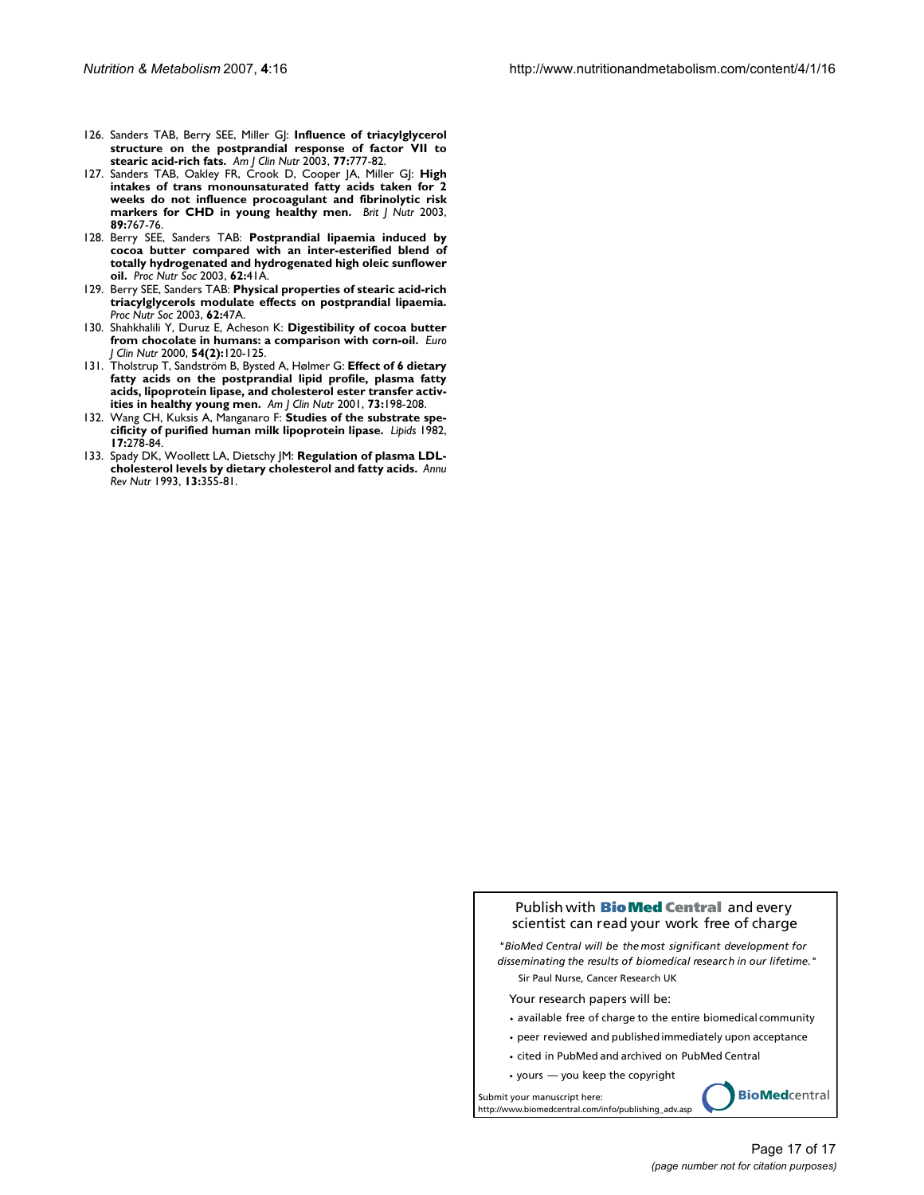126. Sanders TAB, Berry SEE, Miller GJ: **Influence of triacylglycerol structure on the postprandial response of factor VII to stearic acid-rich fats.** *Am J Clin Nutr* 2003, **77:**777-82.
127. Sanders TAB, Oakley FR, Crook D, Cooper JA, Miller GJ: **High intakes of trans monounsaturated fatty acids taken for 2 weeks do not influence procoagulant and fibrinolytic risk markers for CHD in young healthy men.** *Brit J Nutr* 2003, **89:**767-76.
128. Berry SEE, Sanders TAB: **Postprandial lipaemia induced by cocoa butter compared with an inter-esterified blend of totally hydrogenated and hydrogenated high oleic sunflower oil.** *Proc Nutr Soc* 2003, **62:**41A.
129. Berry SEE, Sanders TAB: **Physical properties of stearic acid-rich triacylglycerols modulate effects on postprandial lipaemia.** *Proc Nutr Soc* 2003, **62:**47A.
130. Shahkhalili Y, Duruz E, Acheson K: **Digestibility of cocoa butter from chocolate in humans: a comparison with corn-oil.** *Euro J Clin Nutr* 2000, **54(2):**120-125.
131. Tholstrup T, Sandström B, Bysted A, Hølmer G: **Effect of 6 dietary fatty acids on the postprandial lipid profile, plasma fatty acids, lipoprotein lipase, and cholesterol ester transfer activities in healthy young men.** *Am J Clin Nutr* 2001, **73:**198-208.
132. Wang CH, Kuksis A, Manganaro F: **Studies of the substrate specificity of purified human milk lipoprotein lipase.** *Lipids* 1982, **17:**278-84.
133. Spady DK, Woollett LA, Dietschy JM: **Regulation of plasma LDL-cholesterol levels by dietary cholesterol and fatty acids.** *Annu Rev Nutr* 1993, **13:**355-81.

Publish with **BioMed Central** and every scientist can read your work free of charge

*"BioMed Central will be the most significant development for disseminating the results of biomedical research in our lifetime."*

Sir Paul Nurse, Cancer Research UK

Your research papers will be:

- available free of charge to the entire biomedical community
- peer reviewed and published immediately upon acceptance
- cited in PubMed and archived on PubMed Central
- yours — you keep the copyright

Submit your manuscript here:
http://www.biomedcentral.com/info/publishing_adv.asp

**BioMed**central